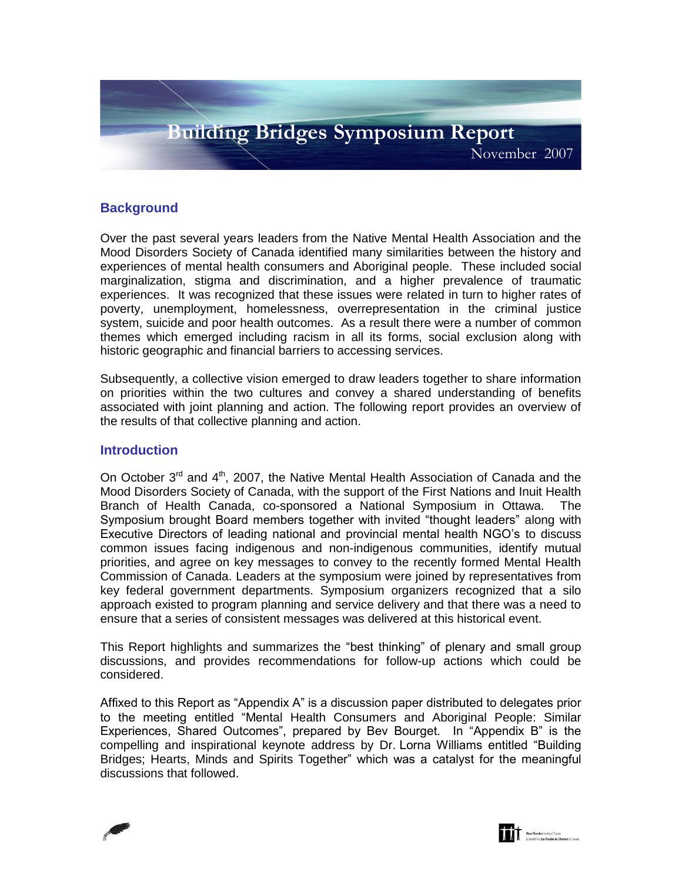# Building Bridges Symposium Report

November 2007

## Background

Over the past several years leaders from the Native Mental Health Association and the Mood Disorders Society of Canada identified many similarities between the history and experiences of mental health consumers and Aboriginal people. These included social marginalization, stigma and discrimination, and a higher prevalence of traumatic experiences. It was recognized that these issues were related in turn to higher rates of poverty, unemployment, homelessness, overrepresentation in the criminal justice system, suicide and poor health outcomes. As a result there were a number of common themes which emerged including racism in all its forms, social exclusion along with historic geographic and financial barriers to accessing services.

Subsequently, a collective vision emerged to draw leaders together to share information on priorities within the two cultures and convey a shared understanding of benefits associated with joint planning and action. The following report provides an overview of the results of that collective planning and action.

## Introduction

On October 3rd and 4th, 2007, the Native Mental Health Association of Canada and the Mood Disorders Society of Canada, with the support of the First Nations and Inuit Health Branch of Health Canada, co-sponsored a National Symposium in Ottawa. The Symposium brought Board members together with invited "thought leaders" along with Executive Directors of leading national and provincial mental health NGO's to discuss common issues facing indigenous and non-indigenous communities, identify mutual priorities, and agree on key messages to convey to the recently formed Mental Health Commission of Canada. Leaders at the symposium were joined by representatives from key federal government departments. Symposium organizers recognized that a silo approach existed to program planning and service delivery and that there was a need to ensure that a series of consistent messages was delivered at this historical event.

This Report highlights and summarizes the "best thinking" of plenary and small group discussions, and provides recommendations for follow-up actions which could be considered.

Affixed to this Report as "Appendix A" is a discussion paper distributed to delegates prior to the meeting entitled "Mental Health Consumers and Aboriginal People: Similar Experiences, Shared Outcomes", prepared by Bev Bourget. In "Appendix B" is the compelling and inspirational keynote address by Dr. Lorna Williams entitled "Building Bridges; Hearts, Minds and Spirits Together" which was a catalyst for the meaningful discussions that followed.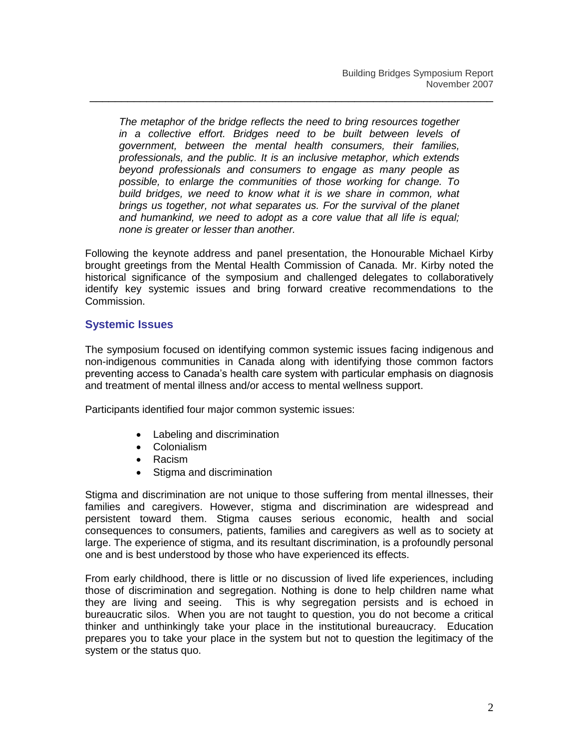*The metaphor of the bridge reflects the need to bring resources together in a collective effort. Bridges need to be built between levels of government, between the mental health consumers, their families, professionals, and the public. It is an inclusive metaphor, which extends beyond professionals and consumers to engage as many people as possible, to enlarge the communities of those working for change. To build bridges, we need to know what it is we share in common, what brings us together, not what separates us. For the survival of the planet and humankind, we need to adopt as a core value that all life is equal; none is greater or lesser than another.*

Following the keynote address and panel presentation, the Honourable Michael Kirby brought greetings from the Mental Health Commission of Canada. Mr. Kirby noted the historical significance of the symposium and challenged delegates to collaboratively identify key systemic issues and bring forward creative recommendations to the Commission.

## Systemic Issues

The symposium focused on identifying common systemic issues facing indigenous and non-indigenous communities in Canada along with identifying those common factors preventing access to Canada's health care system with particular emphasis on diagnosis and treatment of mental illness and/or access to mental wellness support.

Participants identified four major common systemic issues:

- Labeling and discrimination
- Colonialism
- Racism
- Stigma and discrimination

Stigma and discrimination are not unique to those suffering from mental illnesses, their families and caregivers. However, stigma and discrimination are widespread and persistent toward them. Stigma causes serious economic, health and social consequences to consumers, patients, families and caregivers as well as to society at large. The experience of stigma, and its resultant discrimination, is a profoundly personal one and is best understood by those who have experienced its effects.

From early childhood, there is little or no discussion of lived life experiences, including those of discrimination and segregation. Nothing is done to help children name what they are living and seeing. This is why segregation persists and is echoed in bureaucratic silos. When you are not taught to question, you do not become a critical thinker and unthinkingly take your place in the institutional bureaucracy. Education prepares you to take your place in the system but not to question the legitimacy of the system or the status quo.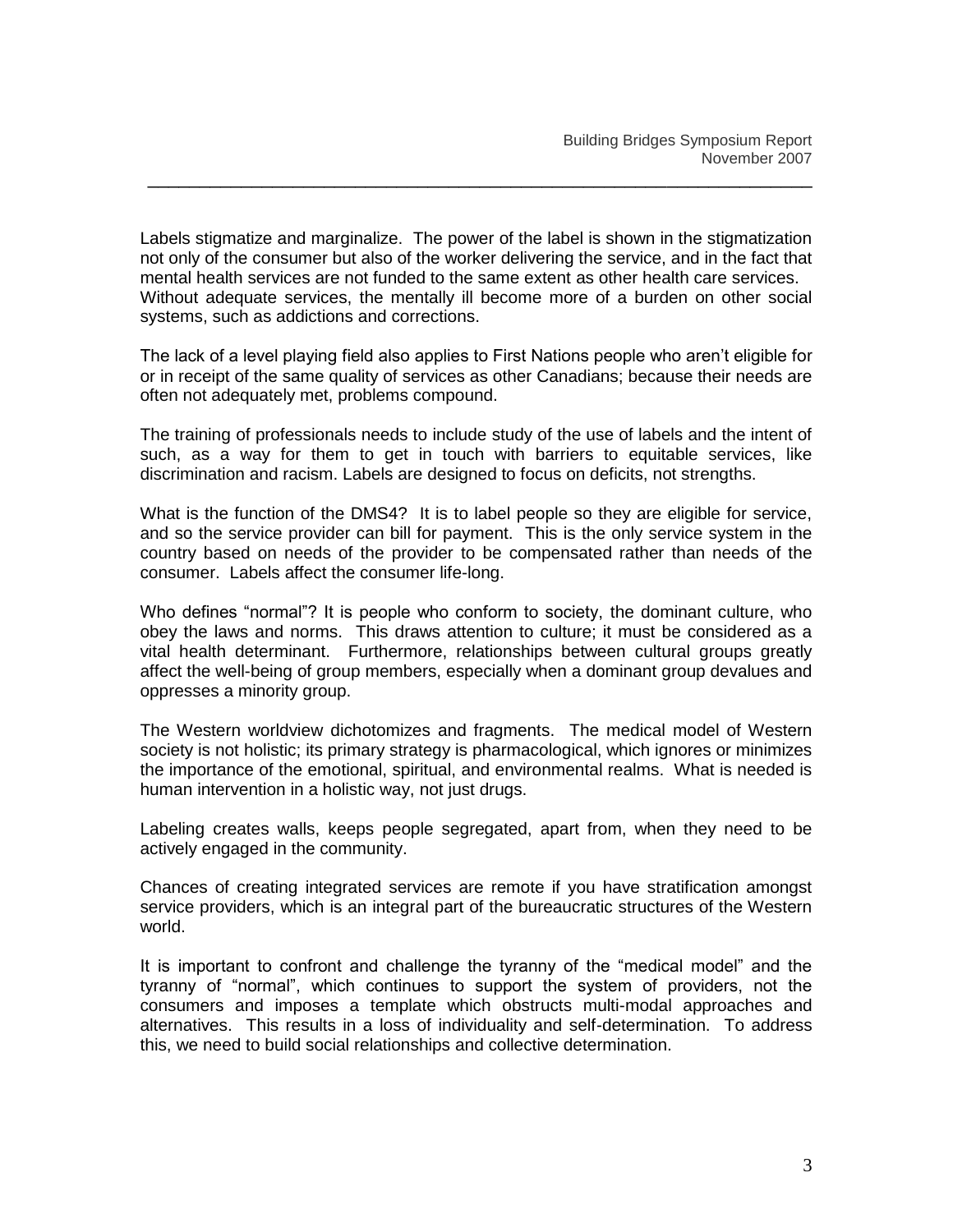Labels stigmatize and marginalize. The power of the label is shown in the stigmatization not only of the consumer but also of the worker delivering the service, and in the fact that mental health services are not funded to the same extent as other health care services. Without adequate services, the mentally ill become more of a burden on other social systems, such as addictions and corrections.

The lack of a level playing field also applies to First Nations people who aren't eligible for or in receipt of the same quality of services as other Canadians; because their needs are often not adequately met, problems compound.

The training of professionals needs to include study of the use of labels and the intent of such, as a way for them to get in touch with barriers to equitable services, like discrimination and racism. Labels are designed to focus on deficits, not strengths.

What is the function of the DMS4? It is to label people so they are eligible for service, and so the service provider can bill for payment. This is the only service system in the country based on needs of the provider to be compensated rather than needs of the consumer. Labels affect the consumer life-long.

Who defines "normal"? It is people who conform to society, the dominant culture, who obey the laws and norms. This draws attention to culture; it must be considered as a vital health determinant. Furthermore, relationships between cultural groups greatly affect the well-being of group members, especially when a dominant group devalues and oppresses a minority group.

The Western worldview dichotomizes and fragments. The medical model of Western society is not holistic; its primary strategy is pharmacological, which ignores or minimizes the importance of the emotional, spiritual, and environmental realms. What is needed is human intervention in a holistic way, not just drugs.

Labeling creates walls, keeps people segregated, apart from, when they need to be actively engaged in the community.

Chances of creating integrated services are remote if you have stratification amongst service providers, which is an integral part of the bureaucratic structures of the Western world.

It is important to confront and challenge the tyranny of the "medical model" and the tyranny of "normal", which continues to support the system of providers, not the consumers and imposes a template which obstructs multi-modal approaches and alternatives. This results in a loss of individuality and self-determination. To address this, we need to build social relationships and collective determination.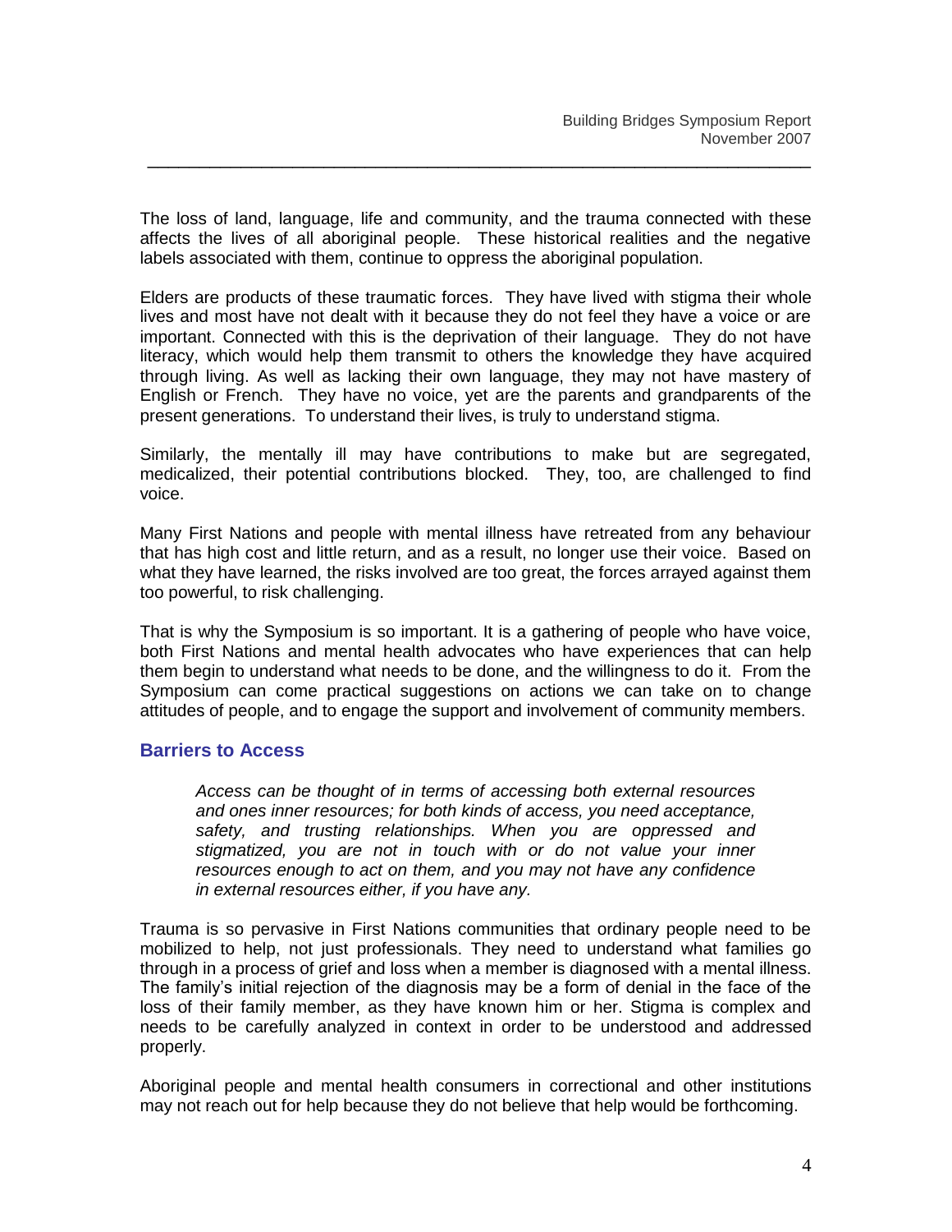The loss of land, language, life and community, and the trauma connected with these affects the lives of all aboriginal people. These historical realities and the negative labels associated with them, continue to oppress the aboriginal population.

Elders are products of these traumatic forces. They have lived with stigma their whole lives and most have not dealt with it because they do not feel they have a voice or are important. Connected with this is the deprivation of their language. They do not have literacy, which would help them transmit to others the knowledge they have acquired through living. As well as lacking their own language, they may not have mastery of English or French. They have no voice, yet are the parents and grandparents of the present generations. To understand their lives, is truly to understand stigma.

Similarly, the mentally ill may have contributions to make but are segregated, medicalized, their potential contributions blocked. They, too, are challenged to find voice.

Many First Nations and people with mental illness have retreated from any behaviour that has high cost and little return, and as a result, no longer use their voice. Based on what they have learned, the risks involved are too great, the forces arrayed against them too powerful, to risk challenging.

That is why the Symposium is so important. It is a gathering of people who have voice, both First Nations and mental health advocates who have experiences that can help them begin to understand what needs to be done, and the willingness to do it. From the Symposium can come practical suggestions on actions we can take on to change attitudes of people, and to engage the support and involvement of community members.

## Barriers to Access

> *Access can be thought of in terms of accessing both external resources and ones inner resources; for both kinds of access, you need acceptance, safety, and trusting relationships. When you are oppressed and stigmatized, you are not in touch with or do not value your inner resources enough to act on them, and you may not have any confidence in external resources either, if you have any.*

Trauma is so pervasive in First Nations communities that ordinary people need to be mobilized to help, not just professionals. They need to understand what families go through in a process of grief and loss when a member is diagnosed with a mental illness. The family's initial rejection of the diagnosis may be a form of denial in the face of the loss of their family member, as they have known him or her. Stigma is complex and needs to be carefully analyzed in context in order to be understood and addressed properly.

Aboriginal people and mental health consumers in correctional and other institutions may not reach out for help because they do not believe that help would be forthcoming.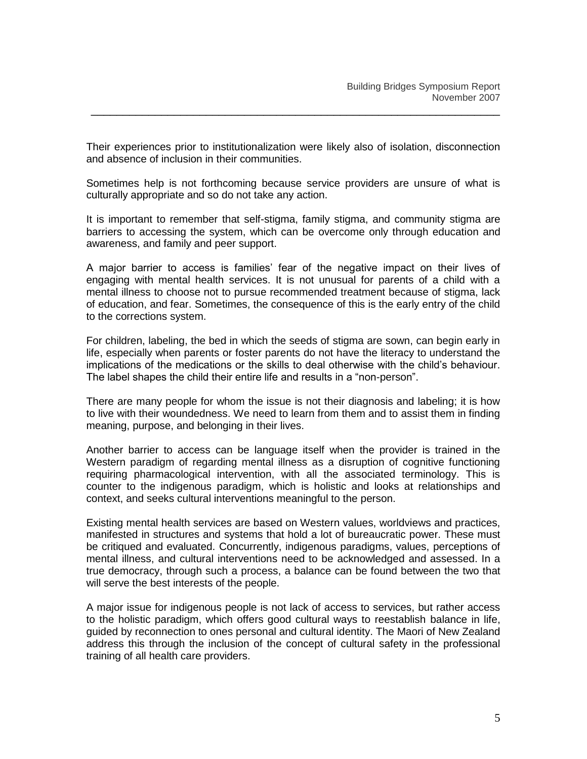Their experiences prior to institutionalization were likely also of isolation, disconnection and absence of inclusion in their communities.

Sometimes help is not forthcoming because service providers are unsure of what is culturally appropriate and so do not take any action.

It is important to remember that self-stigma, family stigma, and community stigma are barriers to accessing the system, which can be overcome only through education and awareness, and family and peer support.

A major barrier to access is families' fear of the negative impact on their lives of engaging with mental health services. It is not unusual for parents of a child with a mental illness to choose not to pursue recommended treatment because of stigma, lack of education, and fear. Sometimes, the consequence of this is the early entry of the child to the corrections system.

For children, labeling, the bed in which the seeds of stigma are sown, can begin early in life, especially when parents or foster parents do not have the literacy to understand the implications of the medications or the skills to deal otherwise with the child's behaviour. The label shapes the child their entire life and results in a "non-person".

There are many people for whom the issue is not their diagnosis and labeling; it is how to live with their woundedness. We need to learn from them and to assist them in finding meaning, purpose, and belonging in their lives.

Another barrier to access can be language itself when the provider is trained in the Western paradigm of regarding mental illness as a disruption of cognitive functioning requiring pharmacological intervention, with all the associated terminology. This is counter to the indigenous paradigm, which is holistic and looks at relationships and context, and seeks cultural interventions meaningful to the person.

Existing mental health services are based on Western values, worldviews and practices, manifested in structures and systems that hold a lot of bureaucratic power. These must be critiqued and evaluated. Concurrently, indigenous paradigms, values, perceptions of mental illness, and cultural interventions need to be acknowledged and assessed. In a true democracy, through such a process, a balance can be found between the two that will serve the best interests of the people.

A major issue for indigenous people is not lack of access to services, but rather access to the holistic paradigm, which offers good cultural ways to reestablish balance in life, guided by reconnection to ones personal and cultural identity. The Maori of New Zealand address this through the inclusion of the concept of cultural safety in the professional training of all health care providers.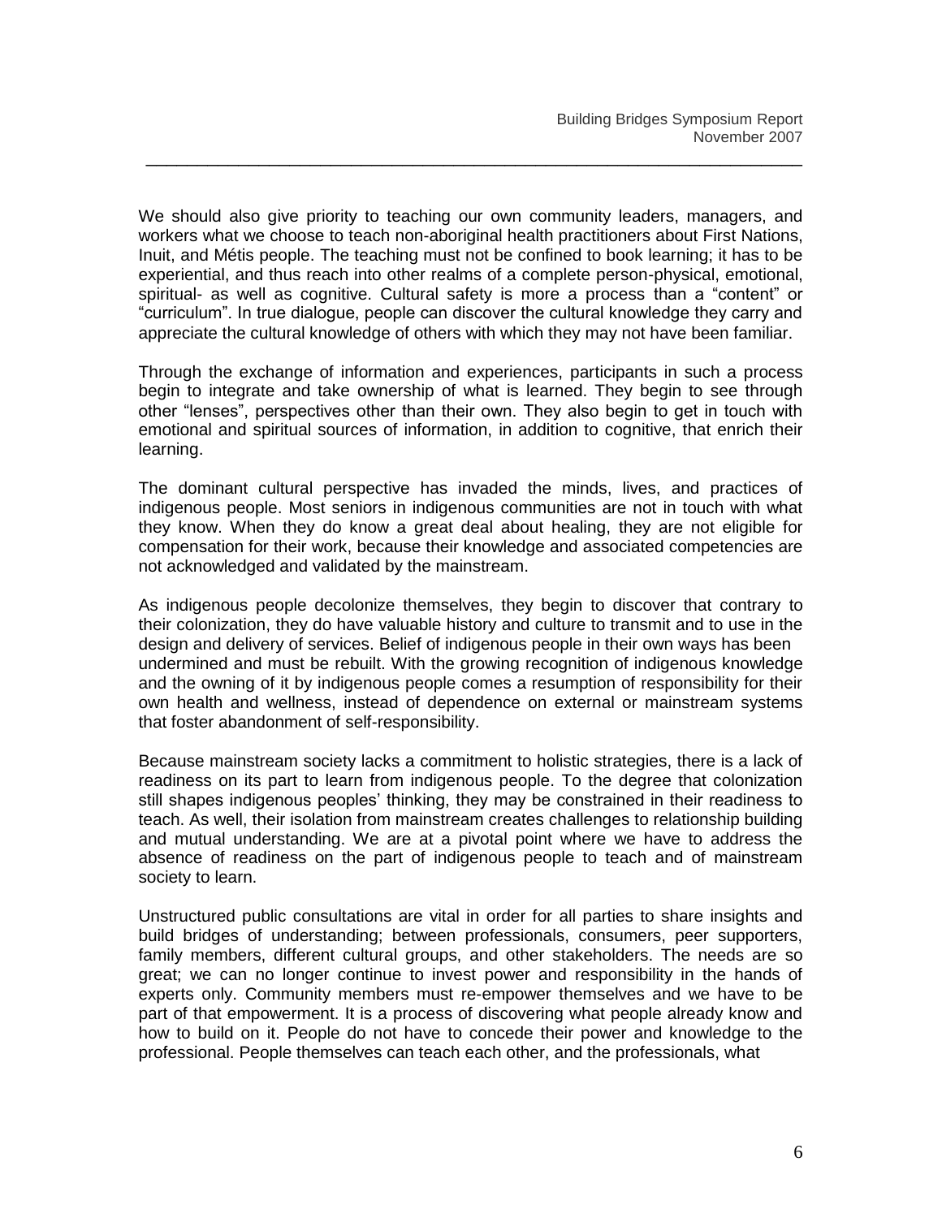We should also give priority to teaching our own community leaders, managers, and workers what we choose to teach non-aboriginal health practitioners about First Nations, Inuit, and Métis people. The teaching must not be confined to book learning; it has to be experiential, and thus reach into other realms of a complete person-physical, emotional, spiritual- as well as cognitive. Cultural safety is more a process than a "content" or "curriculum". In true dialogue, people can discover the cultural knowledge they carry and appreciate the cultural knowledge of others with which they may not have been familiar.

Through the exchange of information and experiences, participants in such a process begin to integrate and take ownership of what is learned. They begin to see through other "lenses", perspectives other than their own. They also begin to get in touch with emotional and spiritual sources of information, in addition to cognitive, that enrich their learning.

The dominant cultural perspective has invaded the minds, lives, and practices of indigenous people. Most seniors in indigenous communities are not in touch with what they know. When they do know a great deal about healing, they are not eligible for compensation for their work, because their knowledge and associated competencies are not acknowledged and validated by the mainstream.

As indigenous people decolonize themselves, they begin to discover that contrary to their colonization, they do have valuable history and culture to transmit and to use in the design and delivery of services. Belief of indigenous people in their own ways has been undermined and must be rebuilt. With the growing recognition of indigenous knowledge and the owning of it by indigenous people comes a resumption of responsibility for their own health and wellness, instead of dependence on external or mainstream systems that foster abandonment of self-responsibility.

Because mainstream society lacks a commitment to holistic strategies, there is a lack of readiness on its part to learn from indigenous people. To the degree that colonization still shapes indigenous peoples' thinking, they may be constrained in their readiness to teach. As well, their isolation from mainstream creates challenges to relationship building and mutual understanding. We are at a pivotal point where we have to address the absence of readiness on the part of indigenous people to teach and of mainstream society to learn.

Unstructured public consultations are vital in order for all parties to share insights and build bridges of understanding; between professionals, consumers, peer supporters, family members, different cultural groups, and other stakeholders. The needs are so great; we can no longer continue to invest power and responsibility in the hands of experts only. Community members must re-empower themselves and we have to be part of that empowerment. It is a process of discovering what people already know and how to build on it. People do not have to concede their power and knowledge to the professional. People themselves can teach each other, and the professionals, what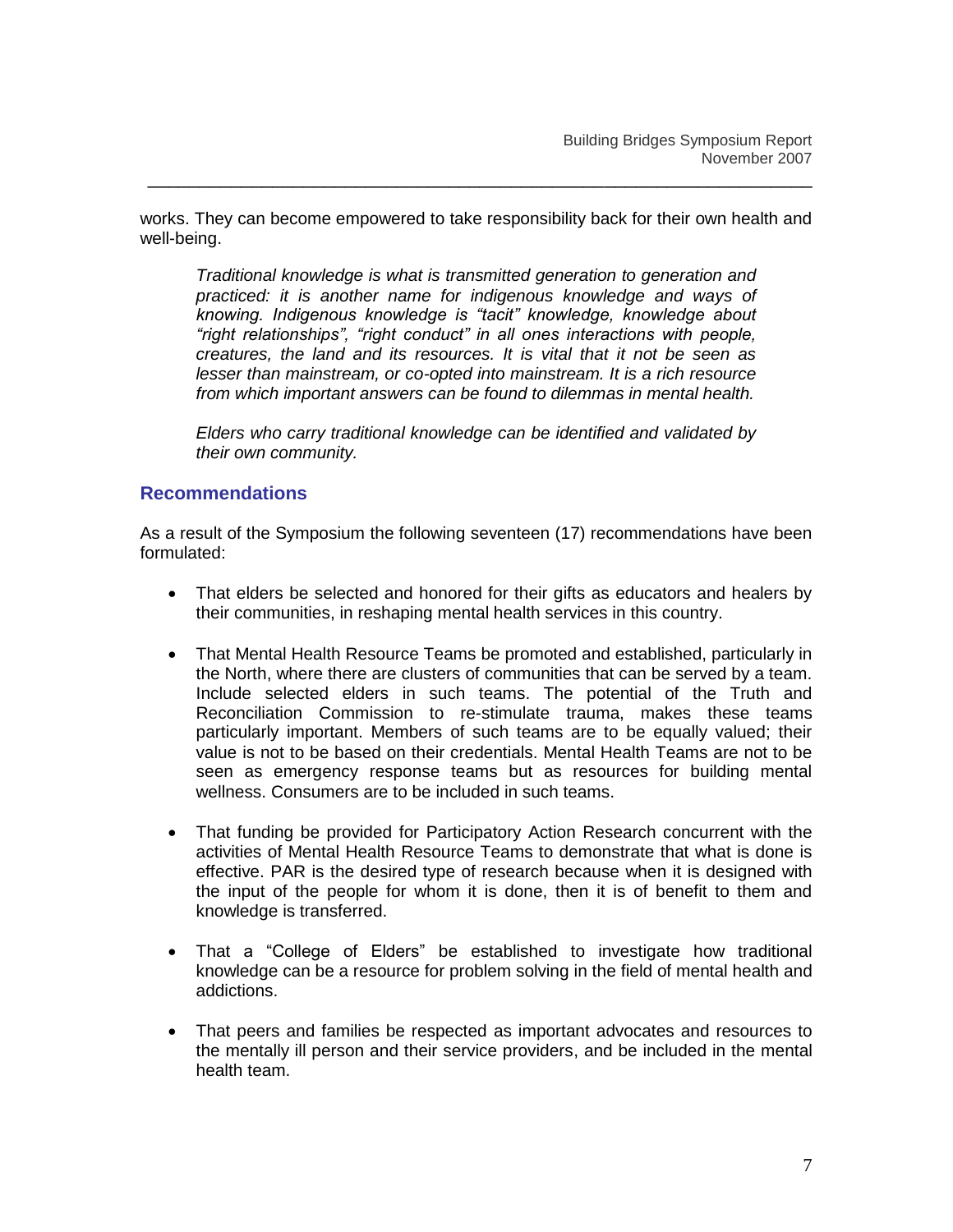works. They can become empowered to take responsibility back for their own health and well-being.

> *Traditional knowledge is what is transmitted generation to generation and practiced: it is another name for indigenous knowledge and ways of knowing. Indigenous knowledge is "tacit" knowledge, knowledge about "right relationships", "right conduct" in all ones interactions with people, creatures, the land and its resources. It is vital that it not be seen as lesser than mainstream, or co-opted into mainstream. It is a rich resource from which important answers can be found to dilemmas in mental health.*
>
> *Elders who carry traditional knowledge can be identified and validated by their own community.*

## Recommendations

As a result of the Symposium the following seventeen (17) recommendations have been formulated:

- That elders be selected and honored for their gifts as educators and healers by their communities, in reshaping mental health services in this country.
- That Mental Health Resource Teams be promoted and established, particularly in the North, where there are clusters of communities that can be served by a team. Include selected elders in such teams. The potential of the Truth and Reconciliation Commission to re-stimulate trauma, makes these teams particularly important. Members of such teams are to be equally valued; their value is not to be based on their credentials. Mental Health Teams are not to be seen as emergency response teams but as resources for building mental wellness. Consumers are to be included in such teams.
- That funding be provided for Participatory Action Research concurrent with the activities of Mental Health Resource Teams to demonstrate that what is done is effective. PAR is the desired type of research because when it is designed with the input of the people for whom it is done, then it is of benefit to them and knowledge is transferred.
- That a "College of Elders" be established to investigate how traditional knowledge can be a resource for problem solving in the field of mental health and addictions.
- That peers and families be respected as important advocates and resources to the mentally ill person and their service providers, and be included in the mental health team.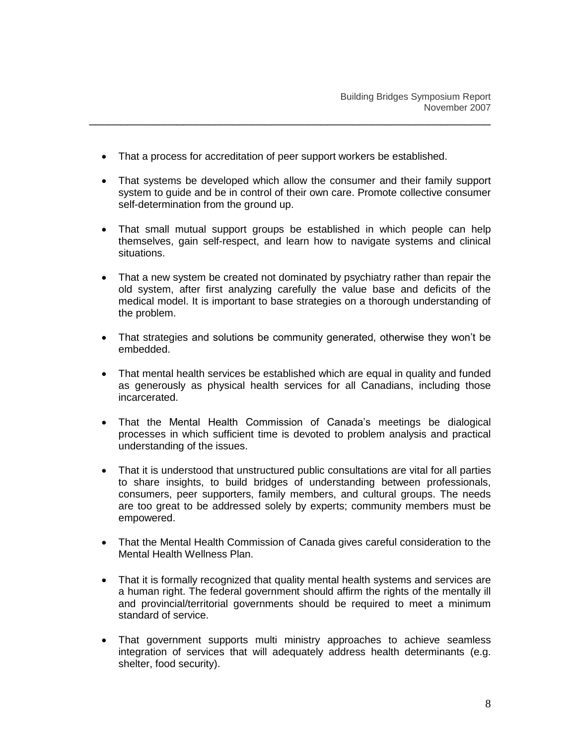- That a process for accreditation of peer support workers be established.

- That systems be developed which allow the consumer and their family support system to guide and be in control of their own care. Promote collective consumer self-determination from the ground up.

- That small mutual support groups be established in which people can help themselves, gain self-respect, and learn how to navigate systems and clinical situations.

- That a new system be created not dominated by psychiatry rather than repair the old system, after first analyzing carefully the value base and deficits of the medical model. It is important to base strategies on a thorough understanding of the problem.

- That strategies and solutions be community generated, otherwise they won't be embedded.

- That mental health services be established which are equal in quality and funded as generously as physical health services for all Canadians, including those incarcerated.

- That the Mental Health Commission of Canada's meetings be dialogical processes in which sufficient time is devoted to problem analysis and practical understanding of the issues.

- That it is understood that unstructured public consultations are vital for all parties to share insights, to build bridges of understanding between professionals, consumers, peer supporters, family members, and cultural groups. The needs are too great to be addressed solely by experts; community members must be empowered.

- That the Mental Health Commission of Canada gives careful consideration to the Mental Health Wellness Plan.

- That it is formally recognized that quality mental health systems and services are a human right. The federal government should affirm the rights of the mentally ill and provincial/territorial governments should be required to meet a minimum standard of service.

- That government supports multi ministry approaches to achieve seamless integration of services that will adequately address health determinants (e.g. shelter, food security).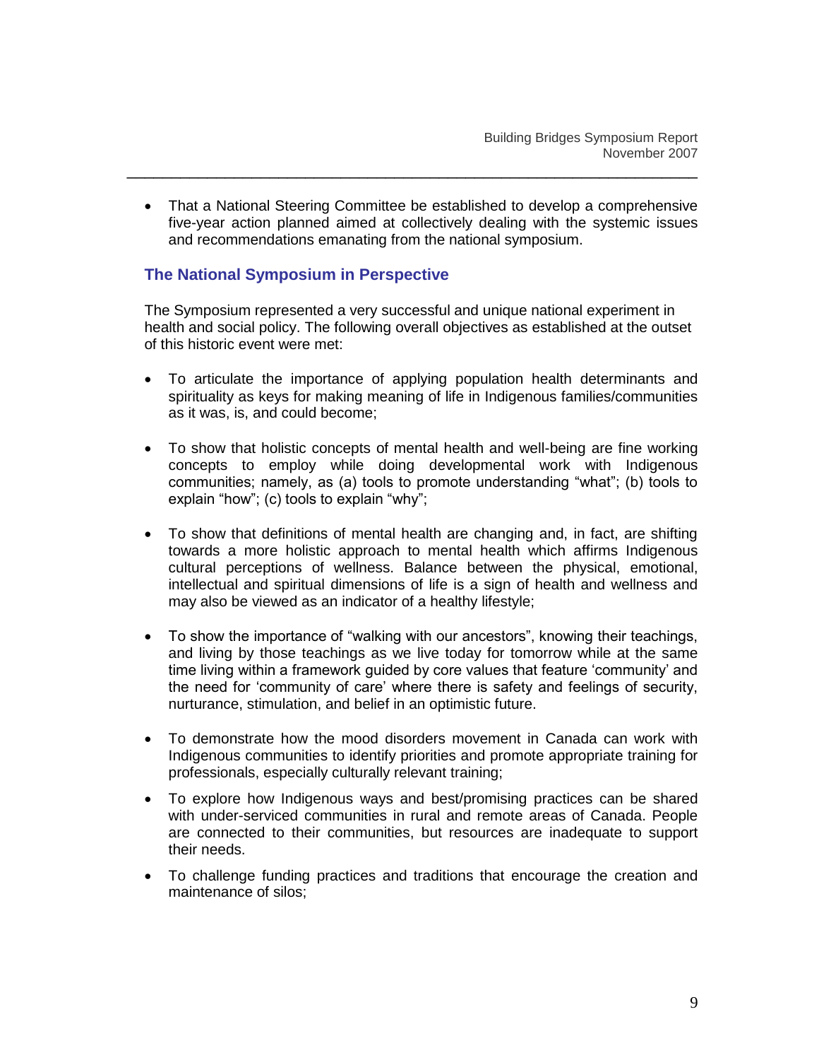- That a National Steering Committee be established to develop a comprehensive five-year action planned aimed at collectively dealing with the systemic issues and recommendations emanating from the national symposium.

## The National Symposium in Perspective

The Symposium represented a very successful and unique national experiment in health and social policy. The following overall objectives as established at the outset of this historic event were met:

- To articulate the importance of applying population health determinants and spirituality as keys for making meaning of life in Indigenous families/communities as it was, is, and could become;

- To show that holistic concepts of mental health and well-being are fine working concepts to employ while doing developmental work with Indigenous communities; namely, as (a) tools to promote understanding "what"; (b) tools to explain "how"; (c) tools to explain "why";

- To show that definitions of mental health are changing and, in fact, are shifting towards a more holistic approach to mental health which affirms Indigenous cultural perceptions of wellness. Balance between the physical, emotional, intellectual and spiritual dimensions of life is a sign of health and wellness and may also be viewed as an indicator of a healthy lifestyle;

- To show the importance of "walking with our ancestors", knowing their teachings, and living by those teachings as we live today for tomorrow while at the same time living within a framework guided by core values that feature 'community' and the need for 'community of care' where there is safety and feelings of security, nurturance, stimulation, and belief in an optimistic future.

- To demonstrate how the mood disorders movement in Canada can work with Indigenous communities to identify priorities and promote appropriate training for professionals, especially culturally relevant training;

- To explore how Indigenous ways and best/promising practices can be shared with under-serviced communities in rural and remote areas of Canada. People are connected to their communities, but resources are inadequate to support their needs.

- To challenge funding practices and traditions that encourage the creation and maintenance of silos;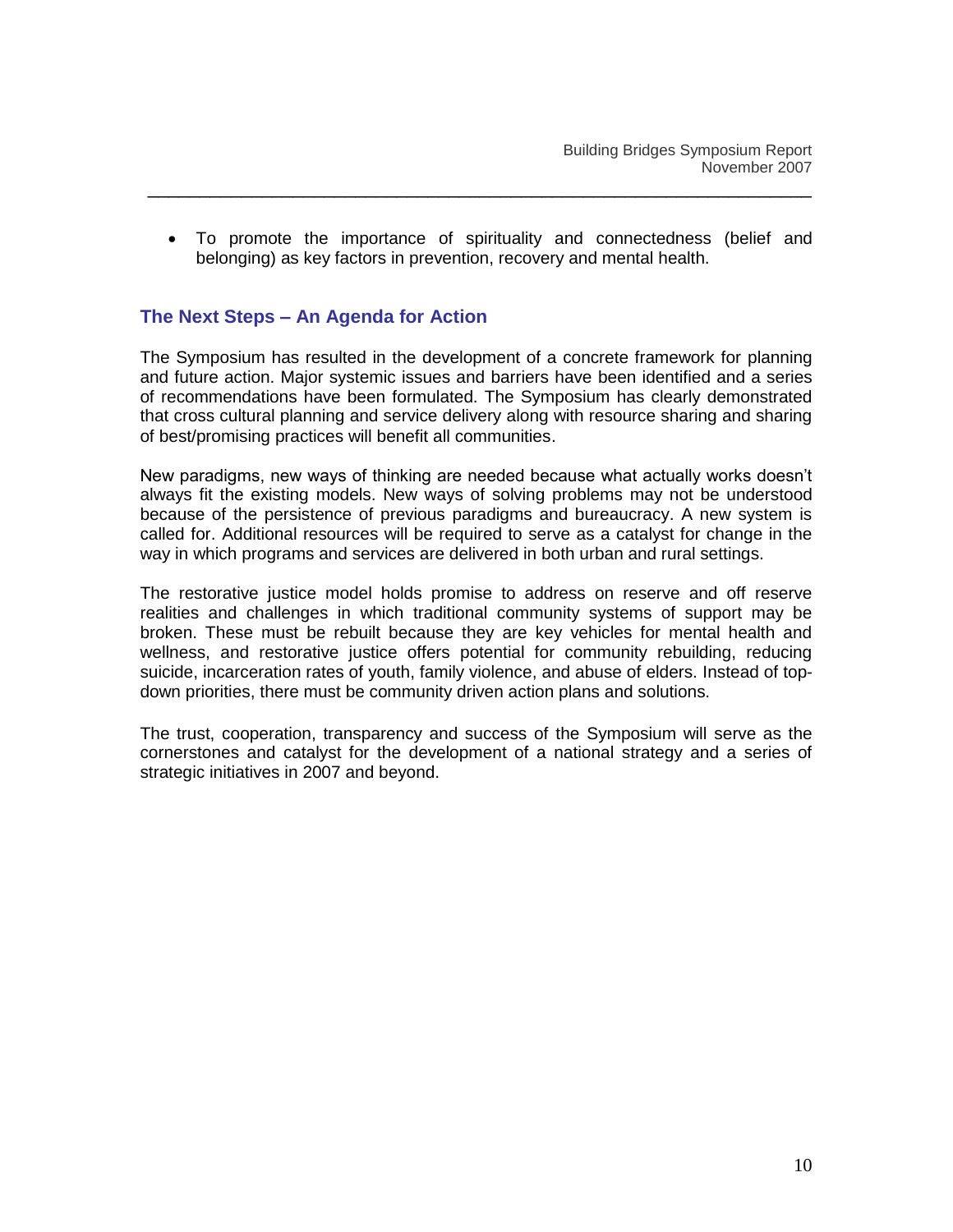- To promote the importance of spirituality and connectedness (belief and belonging) as key factors in prevention, recovery and mental health.

## The Next Steps – An Agenda for Action

The Symposium has resulted in the development of a concrete framework for planning and future action. Major systemic issues and barriers have been identified and a series of recommendations have been formulated. The Symposium has clearly demonstrated that cross cultural planning and service delivery along with resource sharing and sharing of best/promising practices will benefit all communities.

New paradigms, new ways of thinking are needed because what actually works doesn't always fit the existing models. New ways of solving problems may not be understood because of the persistence of previous paradigms and bureaucracy. A new system is called for. Additional resources will be required to serve as a catalyst for change in the way in which programs and services are delivered in both urban and rural settings.

The restorative justice model holds promise to address on reserve and off reserve realities and challenges in which traditional community systems of support may be broken. These must be rebuilt because they are key vehicles for mental health and wellness, and restorative justice offers potential for community rebuilding, reducing suicide, incarceration rates of youth, family violence, and abuse of elders. Instead of top-down priorities, there must be community driven action plans and solutions.

The trust, cooperation, transparency and success of the Symposium will serve as the cornerstones and catalyst for the development of a national strategy and a series of strategic initiatives in 2007 and beyond.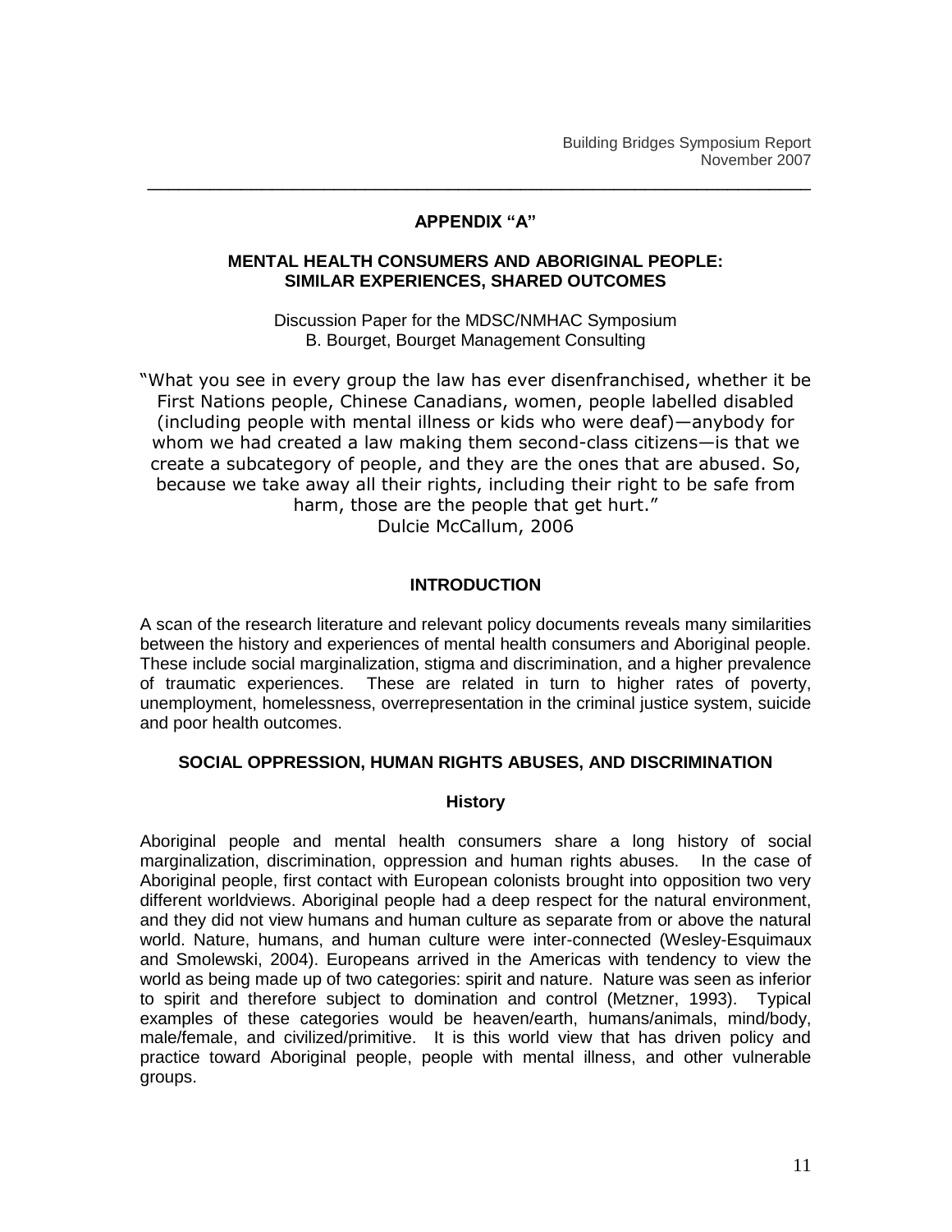## APPENDIX "A"

### MENTAL HEALTH CONSUMERS AND ABORIGINAL PEOPLE: SIMILAR EXPERIENCES, SHARED OUTCOMES

Discussion Paper for the MDSC/NMHAC Symposium
B. Bourget, Bourget Management Consulting

"What you see in every group the law has ever disenfranchised, whether it be First Nations people, Chinese Canadians, women, people labelled disabled (including people with mental illness or kids who were deaf)—anybody for whom we had created a law making them second-class citizens—is that we create a subcategory of people, and they are the ones that are abused. So, because we take away all their rights, including their right to be safe from harm, those are the people that get hurt."
Dulcie McCallum, 2006

### INTRODUCTION

A scan of the research literature and relevant policy documents reveals many similarities between the history and experiences of mental health consumers and Aboriginal people. These include social marginalization, stigma and discrimination, and a higher prevalence of traumatic experiences. These are related in turn to higher rates of poverty, unemployment, homelessness, overrepresentation in the criminal justice system, suicide and poor health outcomes.

### SOCIAL OPPRESSION, HUMAN RIGHTS ABUSES, AND DISCRIMINATION

#### History

Aboriginal people and mental health consumers share a long history of social marginalization, discrimination, oppression and human rights abuses. In the case of Aboriginal people, first contact with European colonists brought into opposition two very different worldviews. Aboriginal people had a deep respect for the natural environment, and they did not view humans and human culture as separate from or above the natural world. Nature, humans, and human culture were inter-connected (Wesley-Esquimaux and Smolewski, 2004). Europeans arrived in the Americas with tendency to view the world as being made up of two categories: spirit and nature. Nature was seen as inferior to spirit and therefore subject to domination and control (Metzner, 1993). Typical examples of these categories would be heaven/earth, humans/animals, mind/body, male/female, and civilized/primitive. It is this world view that has driven policy and practice toward Aboriginal people, people with mental illness, and other vulnerable groups.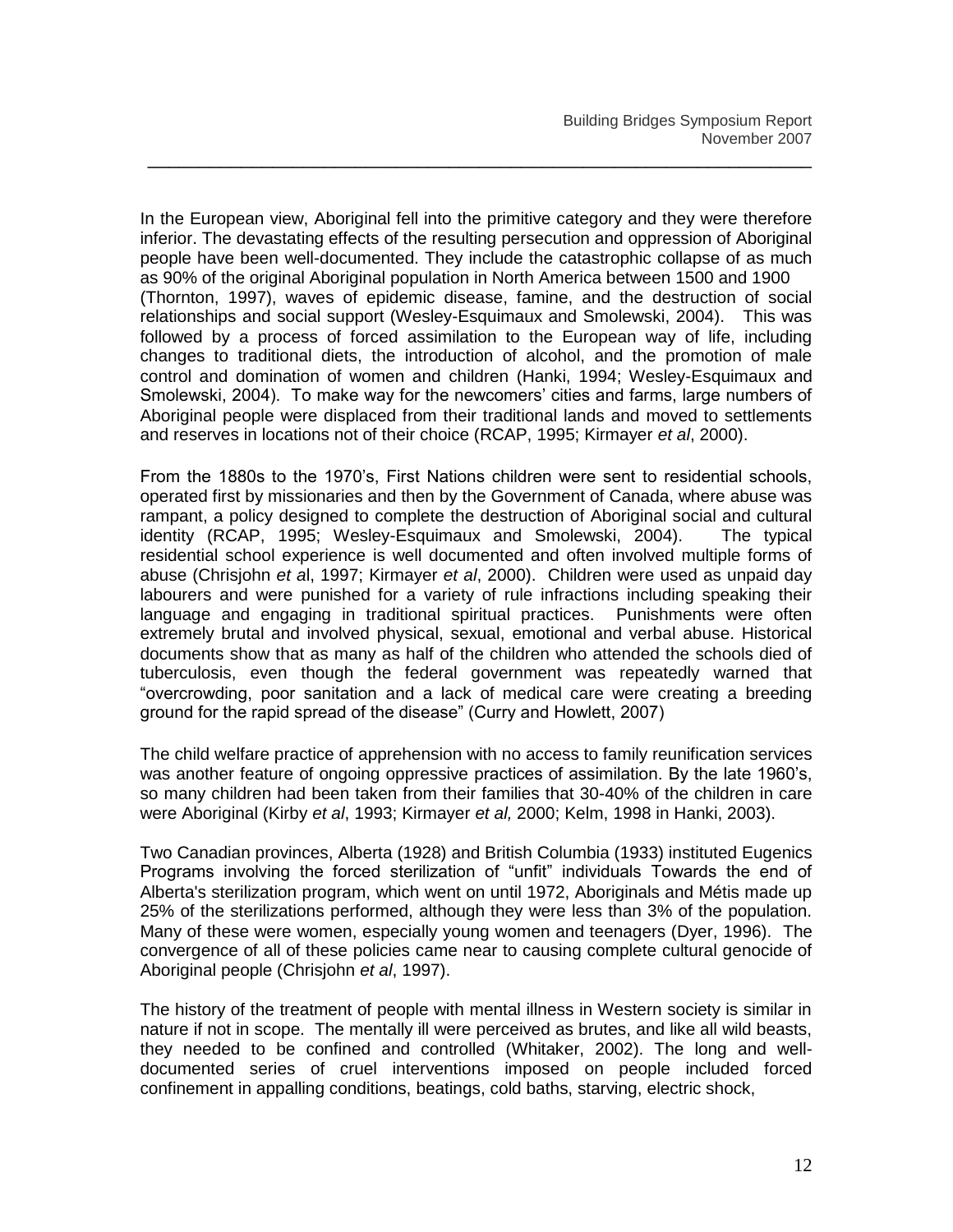In the European view, Aboriginal fell into the primitive category and they were therefore inferior. The devastating effects of the resulting persecution and oppression of Aboriginal people have been well-documented. They include the catastrophic collapse of as much as 90% of the original Aboriginal population in North America between 1500 and 1900 (Thornton, 1997), waves of epidemic disease, famine, and the destruction of social relationships and social support (Wesley-Esquimaux and Smolewski, 2004). This was followed by a process of forced assimilation to the European way of life, including changes to traditional diets, the introduction of alcohol, and the promotion of male control and domination of women and children (Hanki, 1994; Wesley-Esquimaux and Smolewski, 2004). To make way for the newcomers' cities and farms, large numbers of Aboriginal people were displaced from their traditional lands and moved to settlements and reserves in locations not of their choice (RCAP, 1995; Kirmayer *et al*, 2000).

From the 1880s to the 1970's, First Nations children were sent to residential schools, operated first by missionaries and then by the Government of Canada, where abuse was rampant, a policy designed to complete the destruction of Aboriginal social and cultural identity (RCAP, 1995; Wesley-Esquimaux and Smolewski, 2004). The typical residential school experience is well documented and often involved multiple forms of abuse (Chrisjohn *et a*l, 1997; Kirmayer *et al*, 2000). Children were used as unpaid day labourers and were punished for a variety of rule infractions including speaking their language and engaging in traditional spiritual practices. Punishments were often extremely brutal and involved physical, sexual, emotional and verbal abuse. Historical documents show that as many as half of the children who attended the schools died of tuberculosis, even though the federal government was repeatedly warned that "overcrowding, poor sanitation and a lack of medical care were creating a breeding ground for the rapid spread of the disease" (Curry and Howlett, 2007)

The child welfare practice of apprehension with no access to family reunification services was another feature of ongoing oppressive practices of assimilation. By the late 1960's, so many children had been taken from their families that 30-40% of the children in care were Aboriginal (Kirby *et al*, 1993; Kirmayer *et al,* 2000; Kelm, 1998 in Hanki, 2003).

Two Canadian provinces, Alberta (1928) and British Columbia (1933) instituted Eugenics Programs involving the forced sterilization of "unfit" individuals Towards the end of Alberta's sterilization program, which went on until 1972, Aboriginals and Métis made up 25% of the sterilizations performed, although they were less than 3% of the population. Many of these were women, especially young women and teenagers (Dyer, 1996). The convergence of all of these policies came near to causing complete cultural genocide of Aboriginal people (Chrisjohn *et al*, 1997).

The history of the treatment of people with mental illness in Western society is similar in nature if not in scope. The mentally ill were perceived as brutes, and like all wild beasts, they needed to be confined and controlled (Whitaker, 2002). The long and well-documented series of cruel interventions imposed on people included forced confinement in appalling conditions, beatings, cold baths, starving, electric shock,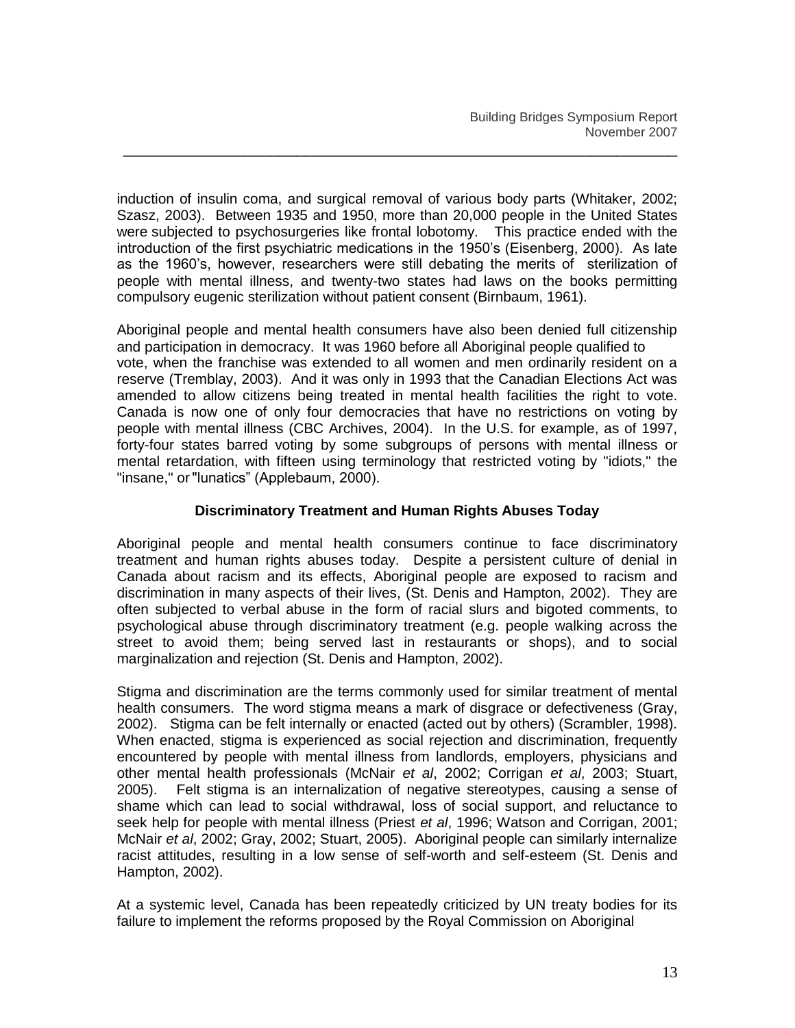induction of insulin coma, and surgical removal of various body parts (Whitaker, 2002; Szasz, 2003). Between 1935 and 1950, more than 20,000 people in the United States were subjected to psychosurgeries like frontal lobotomy. This practice ended with the introduction of the first psychiatric medications in the 1950's (Eisenberg, 2000). As late as the 1960's, however, researchers were still debating the merits of sterilization of people with mental illness, and twenty-two states had laws on the books permitting compulsory eugenic sterilization without patient consent (Birnbaum, 1961).

Aboriginal people and mental health consumers have also been denied full citizenship and participation in democracy. It was 1960 before all Aboriginal people qualified to vote, when the franchise was extended to all women and men ordinarily resident on a reserve (Tremblay, 2003). And it was only in 1993 that the Canadian Elections Act was amended to allow citizens being treated in mental health facilities the right to vote. Canada is now one of only four democracies that have no restrictions on voting by people with mental illness (CBC Archives, 2004). In the U.S. for example, as of 1997, forty-four states barred voting by some subgroups of persons with mental illness or mental retardation, with fifteen using terminology that restricted voting by "idiots," the "insane," or "lunatics" (Applebaum, 2000).

### Discriminatory Treatment and Human Rights Abuses Today

Aboriginal people and mental health consumers continue to face discriminatory treatment and human rights abuses today. Despite a persistent culture of denial in Canada about racism and its effects, Aboriginal people are exposed to racism and discrimination in many aspects of their lives, (St. Denis and Hampton, 2002). They are often subjected to verbal abuse in the form of racial slurs and bigoted comments, to psychological abuse through discriminatory treatment (e.g. people walking across the street to avoid them; being served last in restaurants or shops), and to social marginalization and rejection (St. Denis and Hampton, 2002).

Stigma and discrimination are the terms commonly used for similar treatment of mental health consumers. The word stigma means a mark of disgrace or defectiveness (Gray, 2002). Stigma can be felt internally or enacted (acted out by others) (Scrambler, 1998). When enacted, stigma is experienced as social rejection and discrimination, frequently encountered by people with mental illness from landlords, employers, physicians and other mental health professionals (McNair *et al*, 2002; Corrigan *et al*, 2003; Stuart, 2005). Felt stigma is an internalization of negative stereotypes, causing a sense of shame which can lead to social withdrawal, loss of social support, and reluctance to seek help for people with mental illness (Priest *et al*, 1996; Watson and Corrigan, 2001; McNair *et al*, 2002; Gray, 2002; Stuart, 2005). Aboriginal people can similarly internalize racist attitudes, resulting in a low sense of self-worth and self-esteem (St. Denis and Hampton, 2002).

At a systemic level, Canada has been repeatedly criticized by UN treaty bodies for its failure to implement the reforms proposed by the Royal Commission on Aboriginal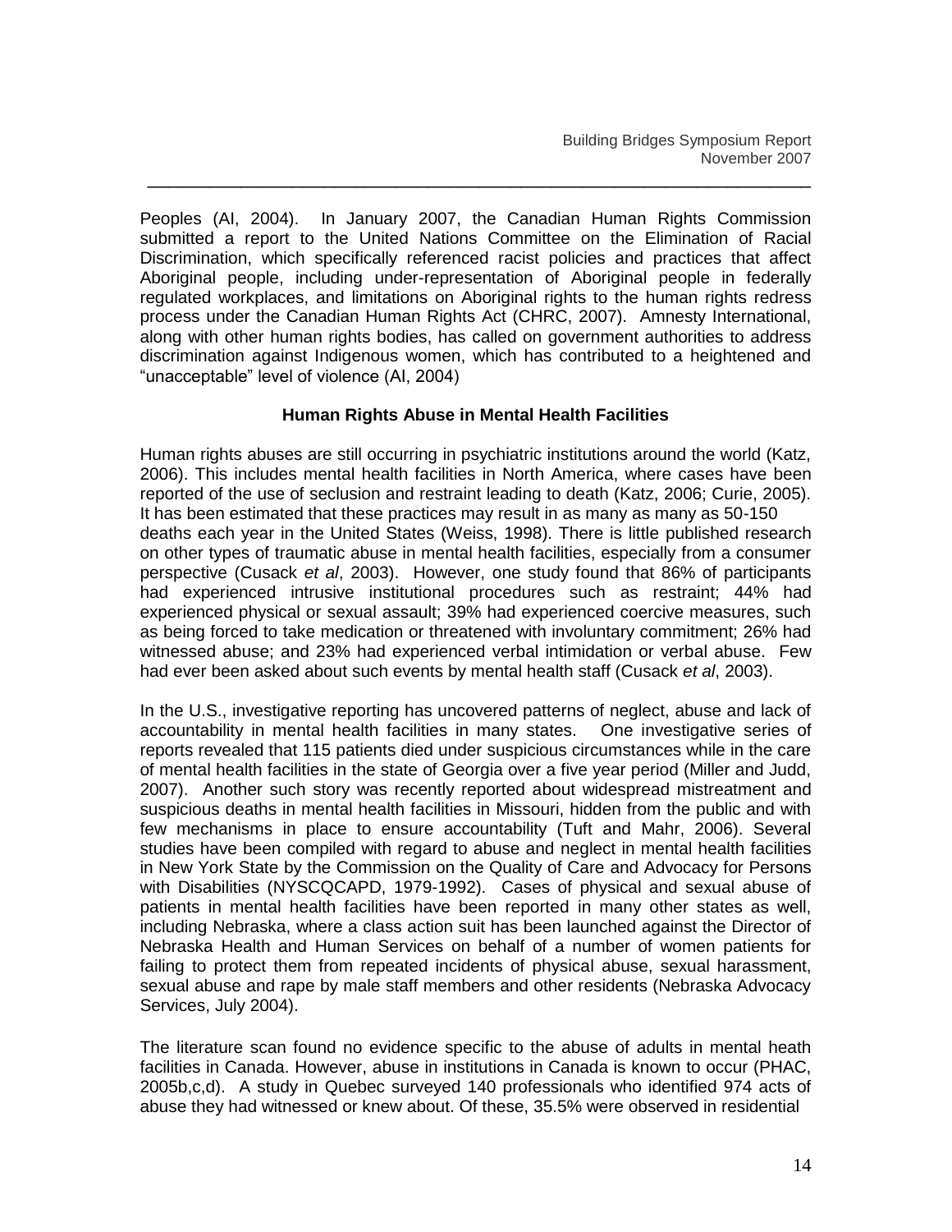Peoples (AI, 2004). In January 2007, the Canadian Human Rights Commission submitted a report to the United Nations Committee on the Elimination of Racial Discrimination, which specifically referenced racist policies and practices that affect Aboriginal people, including under-representation of Aboriginal people in federally regulated workplaces, and limitations on Aboriginal rights to the human rights redress process under the Canadian Human Rights Act (CHRC, 2007). Amnesty International, along with other human rights bodies, has called on government authorities to address discrimination against Indigenous women, which has contributed to a heightened and "unacceptable" level of violence (AI, 2004)

### Human Rights Abuse in Mental Health Facilities

Human rights abuses are still occurring in psychiatric institutions around the world (Katz, 2006). This includes mental health facilities in North America, where cases have been reported of the use of seclusion and restraint leading to death (Katz, 2006; Curie, 2005). It has been estimated that these practices may result in as many as many as 50-150 deaths each year in the United States (Weiss, 1998). There is little published research on other types of traumatic abuse in mental health facilities, especially from a consumer perspective (Cusack *et al*, 2003). However, one study found that 86% of participants had experienced intrusive institutional procedures such as restraint; 44% had experienced physical or sexual assault; 39% had experienced coercive measures, such as being forced to take medication or threatened with involuntary commitment; 26% had witnessed abuse; and 23% had experienced verbal intimidation or verbal abuse. Few had ever been asked about such events by mental health staff (Cusack *et al*, 2003).

In the U.S., investigative reporting has uncovered patterns of neglect, abuse and lack of accountability in mental health facilities in many states. One investigative series of reports revealed that 115 patients died under suspicious circumstances while in the care of mental health facilities in the state of Georgia over a five year period (Miller and Judd, 2007). Another such story was recently reported about widespread mistreatment and suspicious deaths in mental health facilities in Missouri, hidden from the public and with few mechanisms in place to ensure accountability (Tuft and Mahr, 2006). Several studies have been compiled with regard to abuse and neglect in mental health facilities in New York State by the Commission on the Quality of Care and Advocacy for Persons with Disabilities (NYSCQCAPD, 1979-1992). Cases of physical and sexual abuse of patients in mental health facilities have been reported in many other states as well, including Nebraska, where a class action suit has been launched against the Director of Nebraska Health and Human Services on behalf of a number of women patients for failing to protect them from repeated incidents of physical abuse, sexual harassment, sexual abuse and rape by male staff members and other residents (Nebraska Advocacy Services, July 2004).

The literature scan found no evidence specific to the abuse of adults in mental heath facilities in Canada. However, abuse in institutions in Canada is known to occur (PHAC, 2005b,c,d). A study in Quebec surveyed 140 professionals who identified 974 acts of abuse they had witnessed or knew about. Of these, 35.5% were observed in residential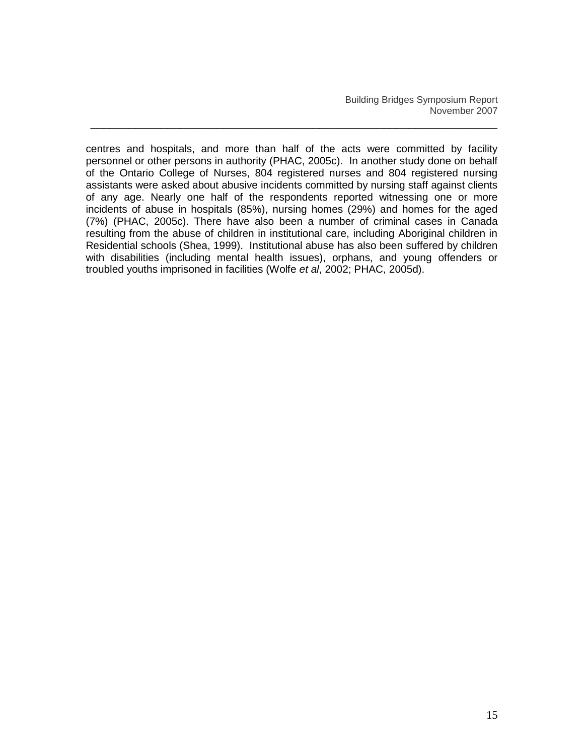centres and hospitals, and more than half of the acts were committed by facility personnel or other persons in authority (PHAC, 2005c). In another study done on behalf of the Ontario College of Nurses, 804 registered nurses and 804 registered nursing assistants were asked about abusive incidents committed by nursing staff against clients of any age. Nearly one half of the respondents reported witnessing one or more incidents of abuse in hospitals (85%), nursing homes (29%) and homes for the aged (7%) (PHAC, 2005c). There have also been a number of criminal cases in Canada resulting from the abuse of children in institutional care, including Aboriginal children in Residential schools (Shea, 1999). Institutional abuse has also been suffered by children with disabilities (including mental health issues), orphans, and young offenders or troubled youths imprisoned in facilities (Wolfe *et al*, 2002; PHAC, 2005d).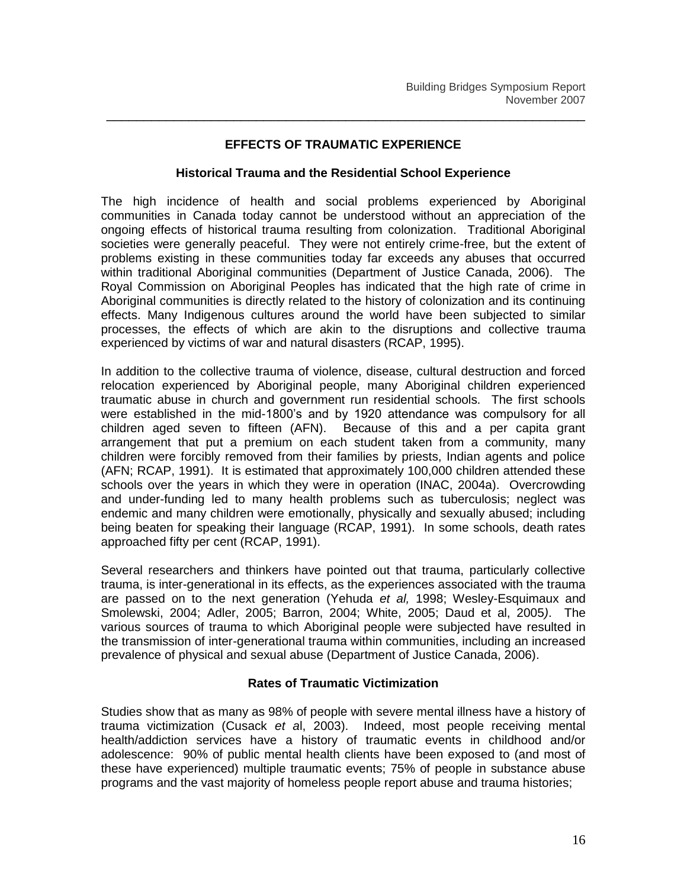## EFFECTS OF TRAUMATIC EXPERIENCE

### Historical Trauma and the Residential School Experience

The high incidence of health and social problems experienced by Aboriginal communities in Canada today cannot be understood without an appreciation of the ongoing effects of historical trauma resulting from colonization. Traditional Aboriginal societies were generally peaceful. They were not entirely crime-free, but the extent of problems existing in these communities today far exceeds any abuses that occurred within traditional Aboriginal communities (Department of Justice Canada, 2006). The Royal Commission on Aboriginal Peoples has indicated that the high rate of crime in Aboriginal communities is directly related to the history of colonization and its continuing effects. Many Indigenous cultures around the world have been subjected to similar processes, the effects of which are akin to the disruptions and collective trauma experienced by victims of war and natural disasters (RCAP, 1995).

In addition to the collective trauma of violence, disease, cultural destruction and forced relocation experienced by Aboriginal people, many Aboriginal children experienced traumatic abuse in church and government run residential schools. The first schools were established in the mid-1800's and by 1920 attendance was compulsory for all children aged seven to fifteen (AFN). Because of this and a per capita grant arrangement that put a premium on each student taken from a community, many children were forcibly removed from their families by priests, Indian agents and police (AFN; RCAP, 1991). It is estimated that approximately 100,000 children attended these schools over the years in which they were in operation (INAC, 2004a). Overcrowding and under-funding led to many health problems such as tuberculosis; neglect was endemic and many children were emotionally, physically and sexually abused; including being beaten for speaking their language (RCAP, 1991). In some schools, death rates approached fifty per cent (RCAP, 1991).

Several researchers and thinkers have pointed out that trauma, particularly collective trauma, is inter-generational in its effects, as the experiences associated with the trauma are passed on to the next generation (Yehuda *et al,* 1998; Wesley-Esquimaux and Smolewski, 2004; Adler, 2005; Barron, 2004; White, 2005; Daud et al, 2005*)*. The various sources of trauma to which Aboriginal people were subjected have resulted in the transmission of inter-generational trauma within communities, including an increased prevalence of physical and sexual abuse (Department of Justice Canada, 2006).

### Rates of Traumatic Victimization

Studies show that as many as 98% of people with severe mental illness have a history of trauma victimization (Cusack *et a*l, 2003). Indeed, most people receiving mental health/addiction services have a history of traumatic events in childhood and/or adolescence: 90% of public mental health clients have been exposed to (and most of these have experienced) multiple traumatic events; 75% of people in substance abuse programs and the vast majority of homeless people report abuse and trauma histories;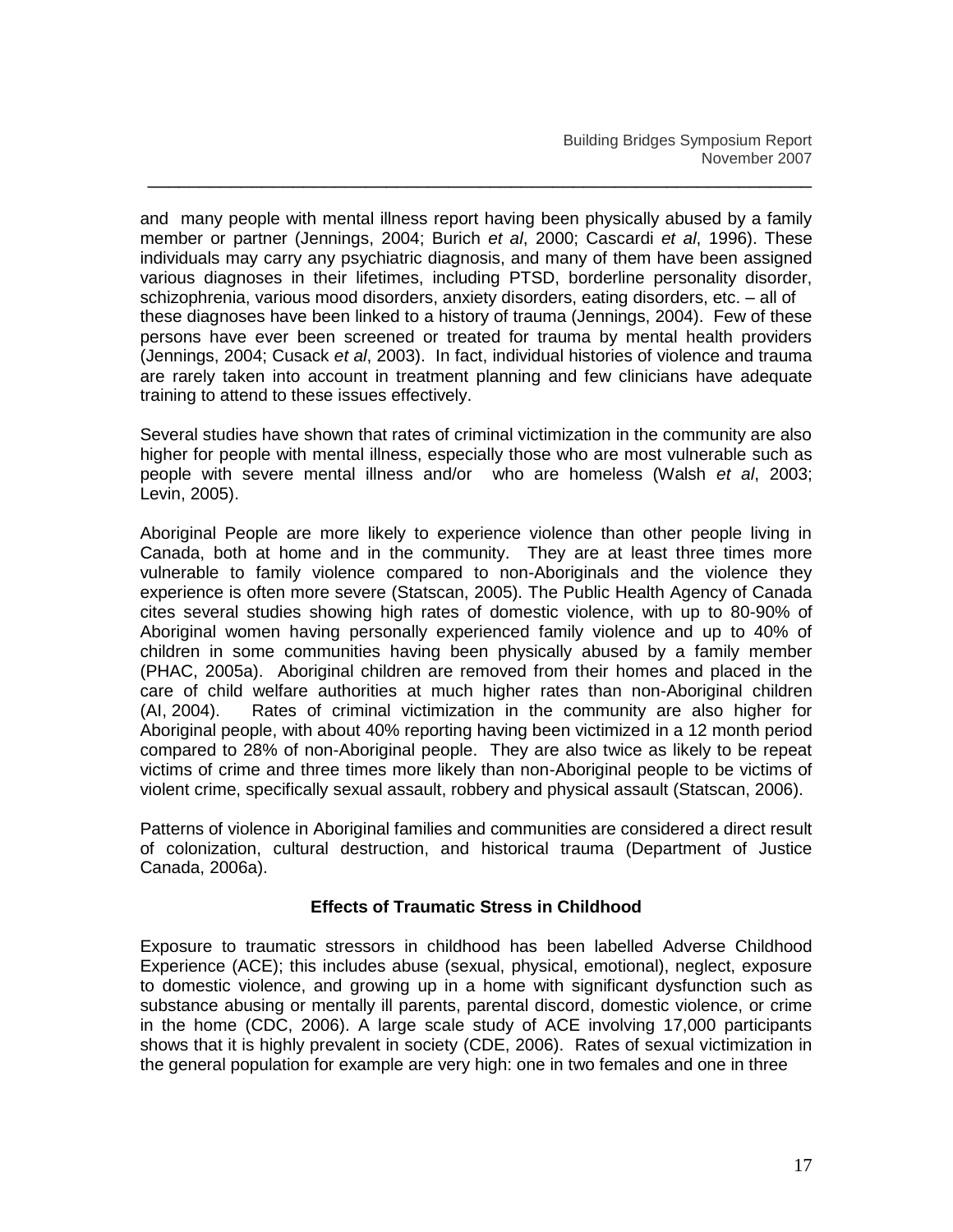and many people with mental illness report having been physically abused by a family member or partner (Jennings, 2004; Burich *et al*, 2000; Cascardi *et al*, 1996). These individuals may carry any psychiatric diagnosis, and many of them have been assigned various diagnoses in their lifetimes, including PTSD, borderline personality disorder, schizophrenia, various mood disorders, anxiety disorders, eating disorders, etc. – all of these diagnoses have been linked to a history of trauma (Jennings, 2004). Few of these persons have ever been screened or treated for trauma by mental health providers (Jennings, 2004; Cusack *et al*, 2003). In fact, individual histories of violence and trauma are rarely taken into account in treatment planning and few clinicians have adequate training to attend to these issues effectively.

Several studies have shown that rates of criminal victimization in the community are also higher for people with mental illness, especially those who are most vulnerable such as people with severe mental illness and/or who are homeless (Walsh *et al*, 2003; Levin, 2005).

Aboriginal People are more likely to experience violence than other people living in Canada, both at home and in the community. They are at least three times more vulnerable to family violence compared to non-Aboriginals and the violence they experience is often more severe (Statscan, 2005). The Public Health Agency of Canada cites several studies showing high rates of domestic violence, with up to 80-90% of Aboriginal women having personally experienced family violence and up to 40% of children in some communities having been physically abused by a family member (PHAC, 2005a). Aboriginal children are removed from their homes and placed in the care of child welfare authorities at much higher rates than non-Aboriginal children (AI, 2004). Rates of criminal victimization in the community are also higher for Aboriginal people, with about 40% reporting having been victimized in a 12 month period compared to 28% of non-Aboriginal people. They are also twice as likely to be repeat victims of crime and three times more likely than non-Aboriginal people to be victims of violent crime, specifically sexual assault, robbery and physical assault (Statscan, 2006).

Patterns of violence in Aboriginal families and communities are considered a direct result of colonization, cultural destruction, and historical trauma (Department of Justice Canada, 2006a).

### Effects of Traumatic Stress in Childhood

Exposure to traumatic stressors in childhood has been labelled Adverse Childhood Experience (ACE); this includes abuse (sexual, physical, emotional), neglect, exposure to domestic violence, and growing up in a home with significant dysfunction such as substance abusing or mentally ill parents, parental discord, domestic violence, or crime in the home (CDC, 2006). A large scale study of ACE involving 17,000 participants shows that it is highly prevalent in society (CDE, 2006). Rates of sexual victimization in the general population for example are very high: one in two females and one in three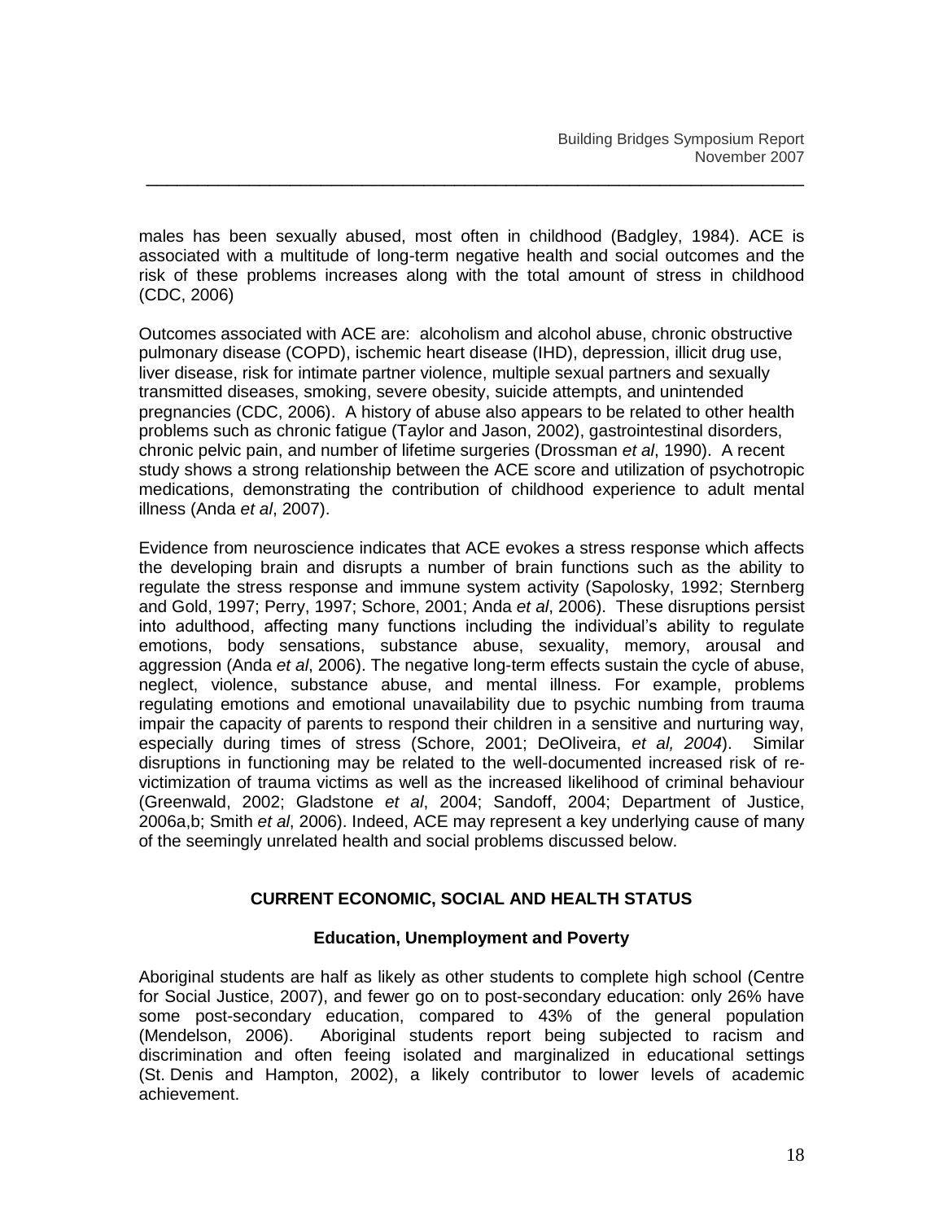males has been sexually abused, most often in childhood (Badgley, 1984). ACE is associated with a multitude of long-term negative health and social outcomes and the risk of these problems increases along with the total amount of stress in childhood (CDC, 2006)

Outcomes associated with ACE are: alcoholism and alcohol abuse, chronic obstructive pulmonary disease (COPD), ischemic heart disease (IHD), depression, illicit drug use, liver disease, risk for intimate partner violence, multiple sexual partners and sexually transmitted diseases, smoking, severe obesity, suicide attempts, and unintended pregnancies (CDC, 2006). A history of abuse also appears to be related to other health problems such as chronic fatigue (Taylor and Jason, 2002), gastrointestinal disorders, chronic pelvic pain, and number of lifetime surgeries (Drossman *et al*, 1990). A recent study shows a strong relationship between the ACE score and utilization of psychotropic medications, demonstrating the contribution of childhood experience to adult mental illness (Anda *et al*, 2007).

Evidence from neuroscience indicates that ACE evokes a stress response which affects the developing brain and disrupts a number of brain functions such as the ability to regulate the stress response and immune system activity (Sapolosky, 1992; Sternberg and Gold, 1997; Perry, 1997; Schore, 2001; Anda *et al*, 2006). These disruptions persist into adulthood, affecting many functions including the individual's ability to regulate emotions, body sensations, substance abuse, sexuality, memory, arousal and aggression (Anda *et al*, 2006). The negative long-term effects sustain the cycle of abuse, neglect, violence, substance abuse, and mental illness. For example, problems regulating emotions and emotional unavailability due to psychic numbing from trauma impair the capacity of parents to respond their children in a sensitive and nurturing way, especially during times of stress (Schore, 2001; DeOliveira, *et al, 2004*). Similar disruptions in functioning may be related to the well-documented increased risk of re-victimization of trauma victims as well as the increased likelihood of criminal behaviour (Greenwald, 2002; Gladstone *et al*, 2004; Sandoff, 2004; Department of Justice, 2006a,b; Smith *et al*, 2006). Indeed, ACE may represent a key underlying cause of many of the seemingly unrelated health and social problems discussed below.

## CURRENT ECONOMIC, SOCIAL AND HEALTH STATUS

### Education, Unemployment and Poverty

Aboriginal students are half as likely as other students to complete high school (Centre for Social Justice, 2007), and fewer go on to post-secondary education: only 26% have some post-secondary education, compared to 43% of the general population (Mendelson, 2006). Aboriginal students report being subjected to racism and discrimination and often feeing isolated and marginalized in educational settings (St. Denis and Hampton, 2002), a likely contributor to lower levels of academic achievement.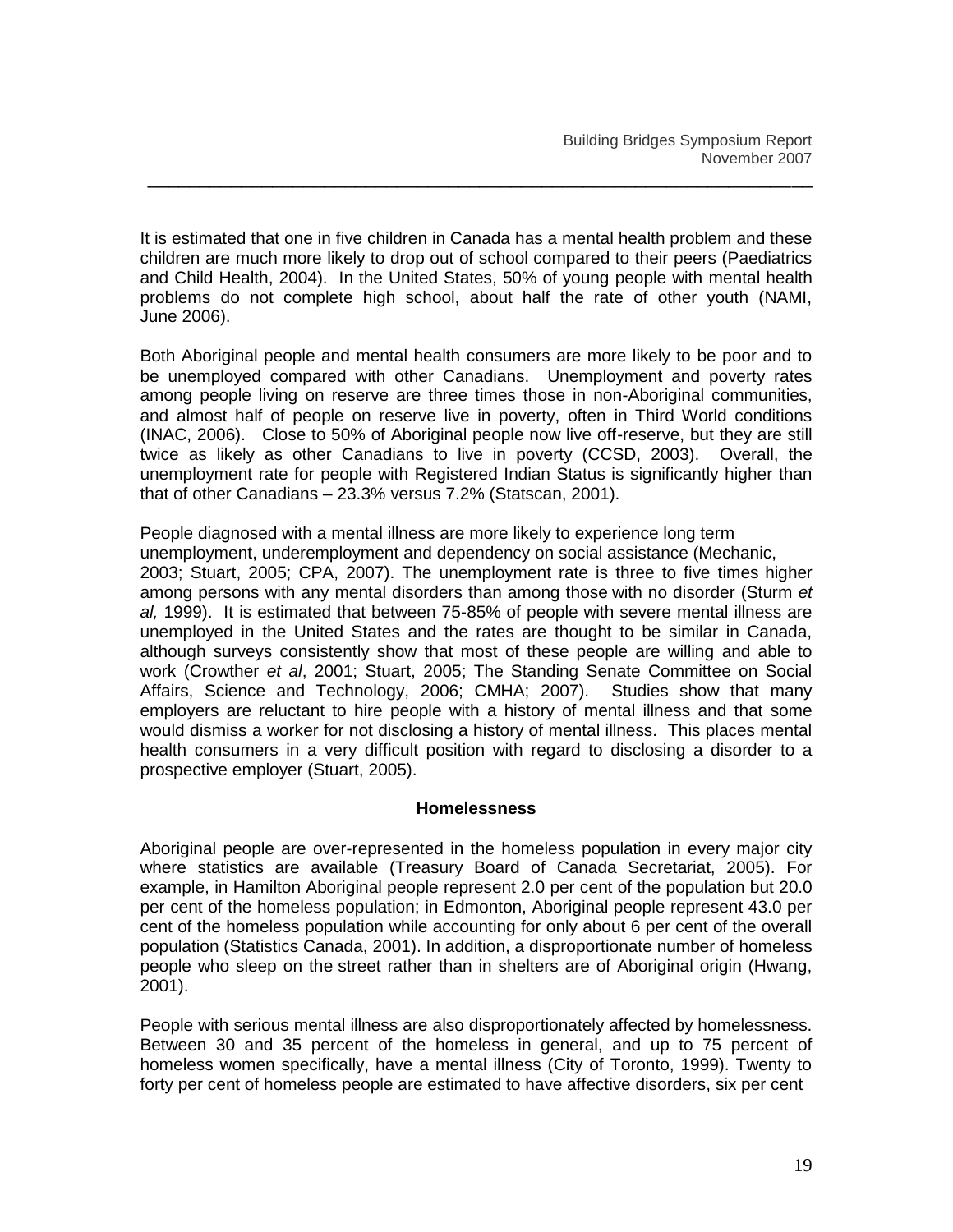It is estimated that one in five children in Canada has a mental health problem and these children are much more likely to drop out of school compared to their peers (Paediatrics and Child Health, 2004). In the United States, 50% of young people with mental health problems do not complete high school, about half the rate of other youth (NAMI, June 2006).

Both Aboriginal people and mental health consumers are more likely to be poor and to be unemployed compared with other Canadians. Unemployment and poverty rates among people living on reserve are three times those in non-Aboriginal communities, and almost half of people on reserve live in poverty, often in Third World conditions (INAC, 2006). Close to 50% of Aboriginal people now live off-reserve, but they are still twice as likely as other Canadians to live in poverty (CCSD, 2003). Overall, the unemployment rate for people with Registered Indian Status is significantly higher than that of other Canadians – 23.3% versus 7.2% (Statscan, 2001).

People diagnosed with a mental illness are more likely to experience long term unemployment, underemployment and dependency on social assistance (Mechanic, 2003; Stuart, 2005; CPA, 2007). The unemployment rate is three to five times higher among persons with any mental disorders than among those with no disorder (Sturm *et al,* 1999). It is estimated that between 75-85% of people with severe mental illness are unemployed in the United States and the rates are thought to be similar in Canada, although surveys consistently show that most of these people are willing and able to work (Crowther *et al*, 2001; Stuart, 2005; The Standing Senate Committee on Social Affairs, Science and Technology, 2006; CMHA; 2007). Studies show that many employers are reluctant to hire people with a history of mental illness and that some would dismiss a worker for not disclosing a history of mental illness. This places mental health consumers in a very difficult position with regard to disclosing a disorder to a prospective employer (Stuart, 2005).

### Homelessness

Aboriginal people are over-represented in the homeless population in every major city where statistics are available (Treasury Board of Canada Secretariat, 2005). For example, in Hamilton Aboriginal people represent 2.0 per cent of the population but 20.0 per cent of the homeless population; in Edmonton, Aboriginal people represent 43.0 per cent of the homeless population while accounting for only about 6 per cent of the overall population (Statistics Canada, 2001). In addition, a disproportionate number of homeless people who sleep on the street rather than in shelters are of Aboriginal origin (Hwang, 2001).

People with serious mental illness are also disproportionately affected by homelessness. Between 30 and 35 percent of the homeless in general, and up to 75 percent of homeless women specifically, have a mental illness (City of Toronto, 1999). Twenty to forty per cent of homeless people are estimated to have affective disorders, six per cent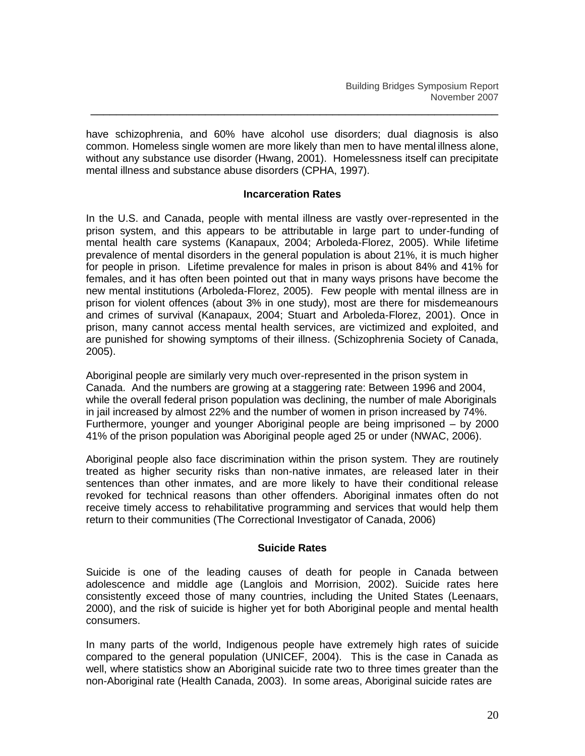have schizophrenia, and 60% have alcohol use disorders; dual diagnosis is also common. Homeless single women are more likely than men to have mental illness alone, without any substance use disorder (Hwang, 2001). Homelessness itself can precipitate mental illness and substance abuse disorders (CPHA, 1997).

### Incarceration Rates

In the U.S. and Canada, people with mental illness are vastly over-represented in the prison system, and this appears to be attributable in large part to under-funding of mental health care systems (Kanapaux, 2004; Arboleda-Florez, 2005). While lifetime prevalence of mental disorders in the general population is about 21%, it is much higher for people in prison. Lifetime prevalence for males in prison is about 84% and 41% for females, and it has often been pointed out that in many ways prisons have become the new mental institutions (Arboleda-Florez, 2005). Few people with mental illness are in prison for violent offences (about 3% in one study), most are there for misdemeanours and crimes of survival (Kanapaux, 2004; Stuart and Arboleda-Florez, 2001). Once in prison, many cannot access mental health services, are victimized and exploited, and are punished for showing symptoms of their illness. (Schizophrenia Society of Canada, 2005).

Aboriginal people are similarly very much over-represented in the prison system in Canada. And the numbers are growing at a staggering rate: Between 1996 and 2004, while the overall federal prison population was declining, the number of male Aboriginals in jail increased by almost 22% and the number of women in prison increased by 74%. Furthermore, younger and younger Aboriginal people are being imprisoned – by 2000 41% of the prison population was Aboriginal people aged 25 or under (NWAC, 2006).

Aboriginal people also face discrimination within the prison system. They are routinely treated as higher security risks than non-native inmates, are released later in their sentences than other inmates, and are more likely to have their conditional release revoked for technical reasons than other offenders. Aboriginal inmates often do not receive timely access to rehabilitative programming and services that would help them return to their communities (The Correctional Investigator of Canada, 2006)

### Suicide Rates

Suicide is one of the leading causes of death for people in Canada between adolescence and middle age (Langlois and Morrision, 2002). Suicide rates here consistently exceed those of many countries, including the United States (Leenaars, 2000), and the risk of suicide is higher yet for both Aboriginal people and mental health consumers.

In many parts of the world, Indigenous people have extremely high rates of suicide compared to the general population (UNICEF, 2004). This is the case in Canada as well, where statistics show an Aboriginal suicide rate two to three times greater than the non-Aboriginal rate (Health Canada, 2003). In some areas, Aboriginal suicide rates are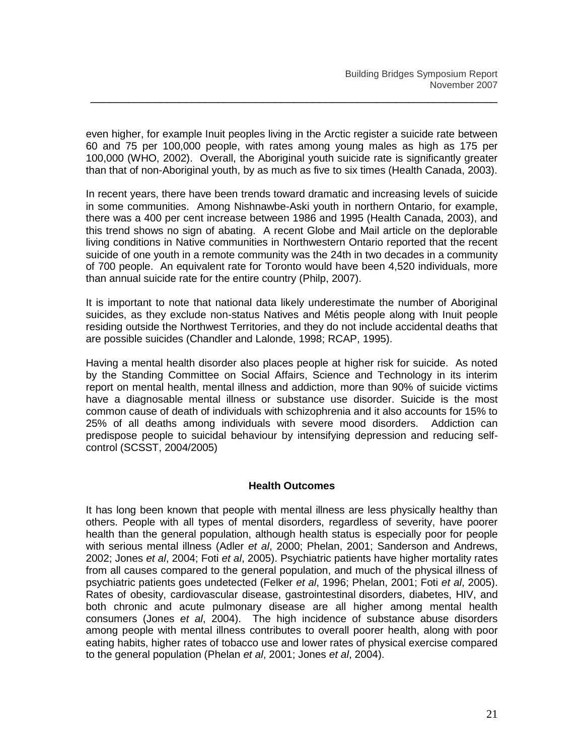even higher, for example Inuit peoples living in the Arctic register a suicide rate between 60 and 75 per 100,000 people, with rates among young males as high as 175 per 100,000 (WHO, 2002). Overall, the Aboriginal youth suicide rate is significantly greater than that of non-Aboriginal youth, by as much as five to six times (Health Canada, 2003).

In recent years, there have been trends toward dramatic and increasing levels of suicide in some communities. Among Nishnawbe-Aski youth in northern Ontario, for example, there was a 400 per cent increase between 1986 and 1995 (Health Canada, 2003), and this trend shows no sign of abating. A recent Globe and Mail article on the deplorable living conditions in Native communities in Northwestern Ontario reported that the recent suicide of one youth in a remote community was the 24th in two decades in a community of 700 people. An equivalent rate for Toronto would have been 4,520 individuals, more than annual suicide rate for the entire country (Philp, 2007).

It is important to note that national data likely underestimate the number of Aboriginal suicides, as they exclude non-status Natives and Métis people along with Inuit people residing outside the Northwest Territories, and they do not include accidental deaths that are possible suicides (Chandler and Lalonde, 1998; RCAP, 1995).

Having a mental health disorder also places people at higher risk for suicide. As noted by the Standing Committee on Social Affairs, Science and Technology in its interim report on mental health, mental illness and addiction, more than 90% of suicide victims have a diagnosable mental illness or substance use disorder. Suicide is the most common cause of death of individuals with schizophrenia and it also accounts for 15% to 25% of all deaths among individuals with severe mood disorders. Addiction can predispose people to suicidal behaviour by intensifying depression and reducing self-control (SCSST, 2004/2005)

## Health Outcomes

It has long been known that people with mental illness are less physically healthy than others. People with all types of mental disorders, regardless of severity, have poorer health than the general population, although health status is especially poor for people with serious mental illness (Adler *et al*, 2000; Phelan, 2001; Sanderson and Andrews, 2002; Jones *et al*, 2004; Foti *et al*, 2005). Psychiatric patients have higher mortality rates from all causes compared to the general population, and much of the physical illness of psychiatric patients goes undetected (Felker *et al*, 1996; Phelan, 2001; Foti *et al*, 2005). Rates of obesity, cardiovascular disease, gastrointestinal disorders, diabetes, HIV, and both chronic and acute pulmonary disease are all higher among mental health consumers (Jones *et al*, 2004). The high incidence of substance abuse disorders among people with mental illness contributes to overall poorer health, along with poor eating habits, higher rates of tobacco use and lower rates of physical exercise compared to the general population (Phelan *et al*, 2001; Jones *et al*, 2004).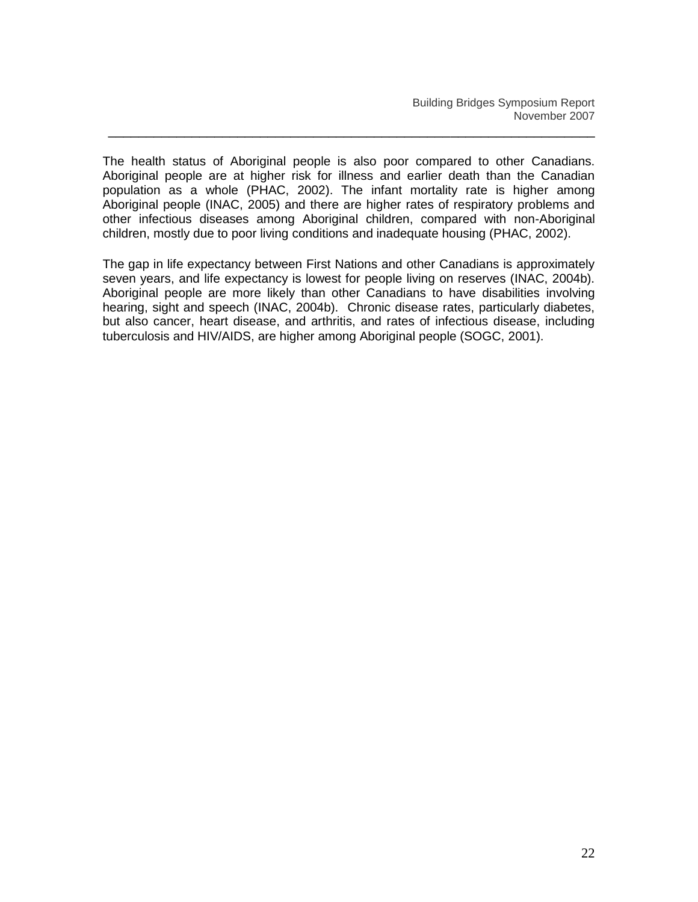The health status of Aboriginal people is also poor compared to other Canadians. Aboriginal people are at higher risk for illness and earlier death than the Canadian population as a whole (PHAC, 2002). The infant mortality rate is higher among Aboriginal people (INAC, 2005) and there are higher rates of respiratory problems and other infectious diseases among Aboriginal children, compared with non-Aboriginal children, mostly due to poor living conditions and inadequate housing (PHAC, 2002).

The gap in life expectancy between First Nations and other Canadians is approximately seven years, and life expectancy is lowest for people living on reserves (INAC, 2004b). Aboriginal people are more likely than other Canadians to have disabilities involving hearing, sight and speech (INAC, 2004b). Chronic disease rates, particularly diabetes, but also cancer, heart disease, and arthritis, and rates of infectious disease, including tuberculosis and HIV/AIDS, are higher among Aboriginal people (SOGC, 2001).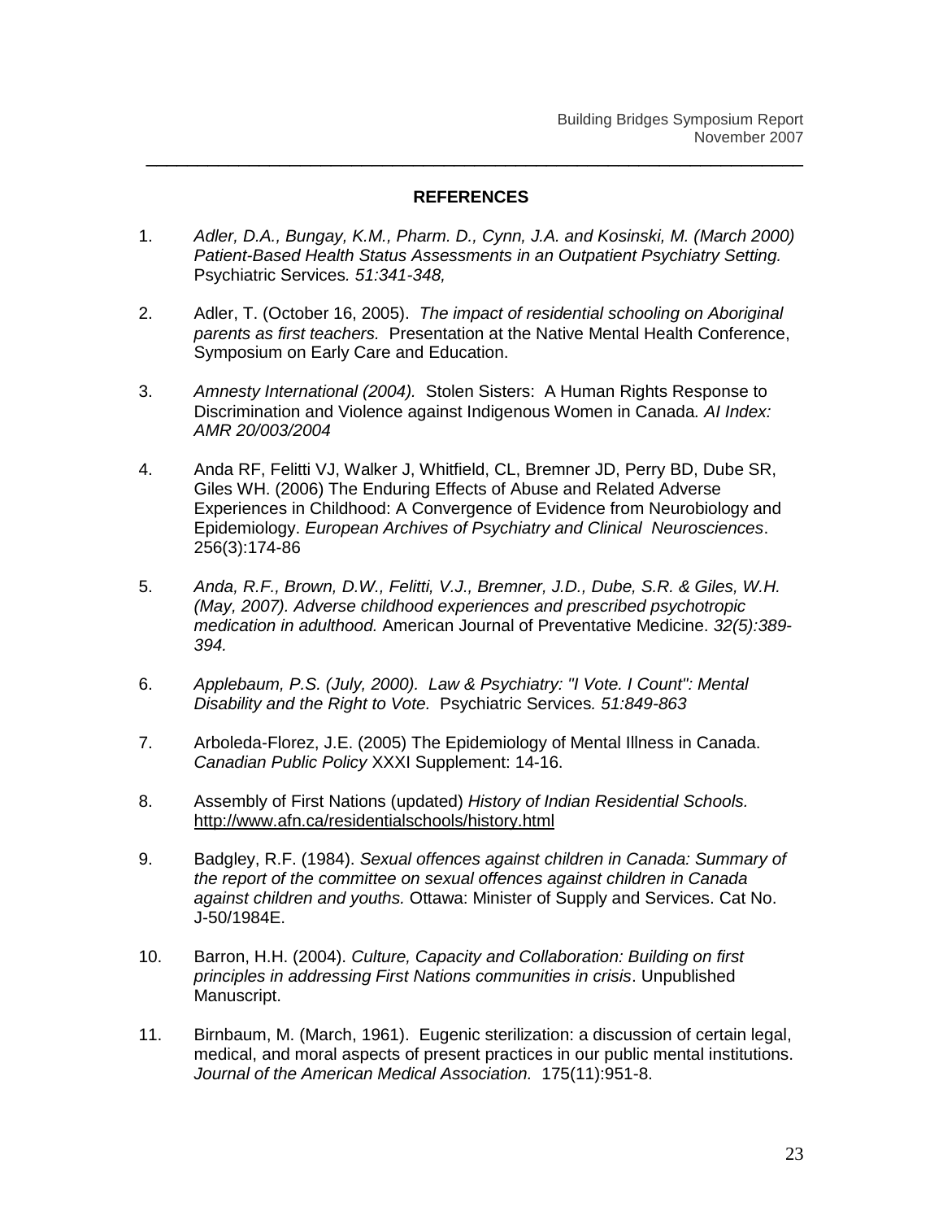## REFERENCES

1. *Adler, D.A., Bungay, K.M., Pharm. D., Cynn, J.A. and Kosinski, M. (March 2000) Patient-Based Health Status Assessments in an Outpatient Psychiatry Setting.* Psychiatric Services*. 51:341-348,*

2. Adler, T. (October 16, 2005). *The impact of residential schooling on Aboriginal parents as first teachers.* Presentation at the Native Mental Health Conference, Symposium on Early Care and Education.

3. *Amnesty International (2004).* Stolen Sisters: A Human Rights Response to Discrimination and Violence against Indigenous Women in Canada*. AI Index: AMR 20/003/2004*

4. Anda RF, Felitti VJ, Walker J, Whitfield, CL, Bremner JD, Perry BD, Dube SR, Giles WH. (2006) The Enduring Effects of Abuse and Related Adverse Experiences in Childhood: A Convergence of Evidence from Neurobiology and Epidemiology. *European Archives of Psychiatry and Clinical Neurosciences*. 256(3):174-86

5. *Anda, R.F., Brown, D.W., Felitti, V.J., Bremner, J.D., Dube, S.R. & Giles, W.H. (May, 2007). Adverse childhood experiences and prescribed psychotropic medication in adulthood.* American Journal of Preventative Medicine. *32(5):389-394.*

6. *Applebaum, P.S. (July, 2000). Law & Psychiatry: "I Vote. I Count": Mental Disability and the Right to Vote.* Psychiatric Services*. 51:849-863*

7. Arboleda-Florez, J.E. (2005) The Epidemiology of Mental Illness in Canada. *Canadian Public Policy* XXXI Supplement: 14-16.

8. Assembly of First Nations (updated) *History of Indian Residential Schools.* http://www.afn.ca/residentialschools/history.html

9. Badgley, R.F. (1984). *Sexual offences against children in Canada: Summary of the report of the committee on sexual offences against children in Canada against children and youths.* Ottawa: Minister of Supply and Services. Cat No. J-50/1984E.

10. Barron, H.H. (2004). *Culture, Capacity and Collaboration: Building on first principles in addressing First Nations communities in crisis*. Unpublished Manuscript.

11. Birnbaum, M. (March, 1961). Eugenic sterilization: a discussion of certain legal, medical, and moral aspects of present practices in our public mental institutions. *Journal of the American Medical Association.* 175(11):951-8.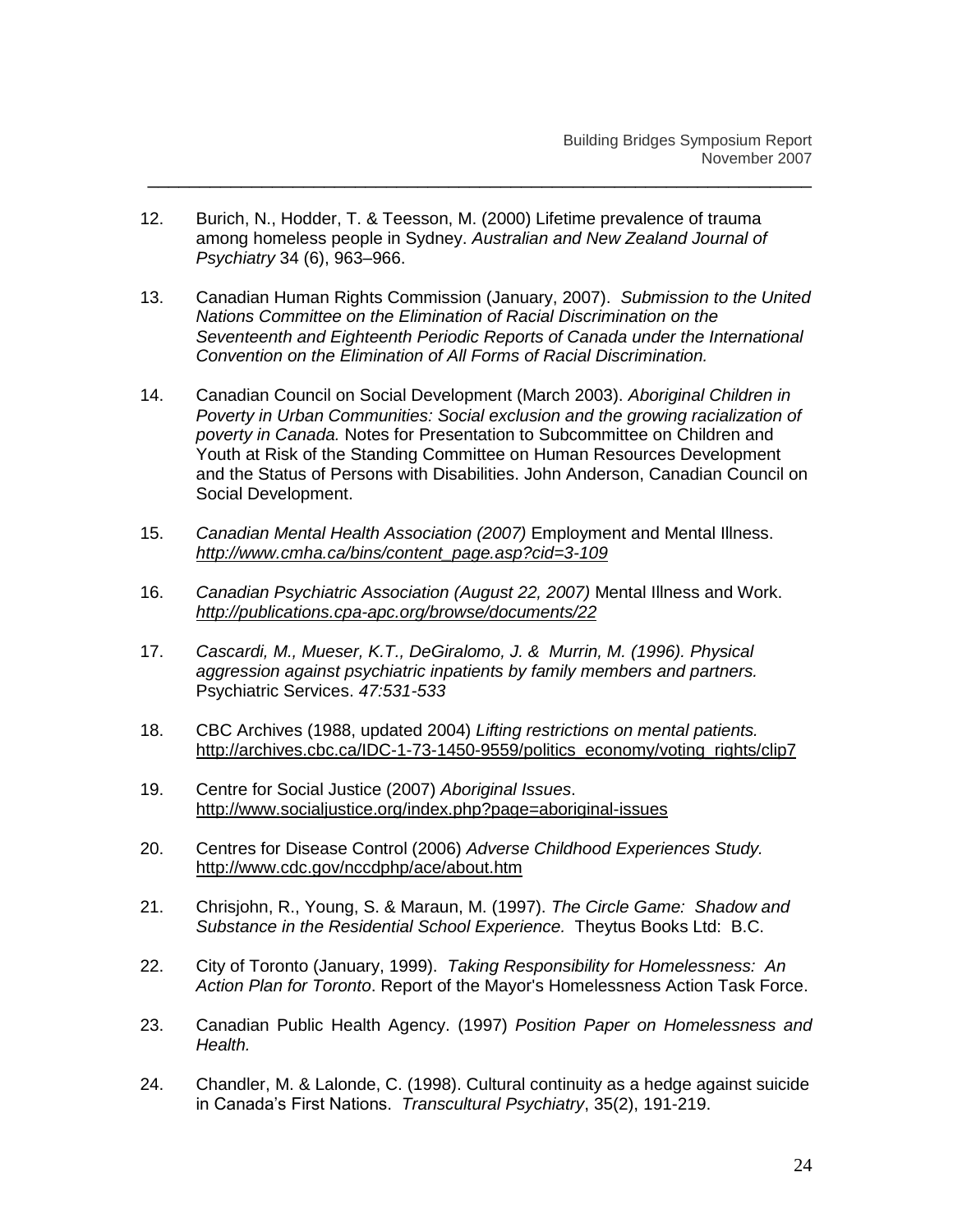12. Burich, N., Hodder, T. & Teesson, M. (2000) Lifetime prevalence of trauma among homeless people in Sydney. *Australian and New Zealand Journal of Psychiatry* 34 (6), 963–966.

13. Canadian Human Rights Commission (January, 2007). *Submission to the United Nations Committee on the Elimination of Racial Discrimination on the Seventeenth and Eighteenth Periodic Reports of Canada under the International Convention on the Elimination of All Forms of Racial Discrimination.*

14. Canadian Council on Social Development (March 2003). *Aboriginal Children in Poverty in Urban Communities: Social exclusion and the growing racialization of poverty in Canada.* Notes for Presentation to Subcommittee on Children and Youth at Risk of the Standing Committee on Human Resources Development and the Status of Persons with Disabilities. John Anderson, Canadian Council on Social Development.

15. *Canadian Mental Health Association (2007)* Employment and Mental Illness. *http://www.cmha.ca/bins/content_page.asp?cid=3-109*

16. *Canadian Psychiatric Association (August 22, 2007)* Mental Illness and Work. *http://publications.cpa-apc.org/browse/documents/22*

17. *Cascardi, M., Mueser, K.T., DeGiralomo, J. & Murrin, M. (1996). Physical aggression against psychiatric inpatients by family members and partners.* Psychiatric Services. *47:531-533*

18. CBC Archives (1988, updated 2004) *Lifting restrictions on mental patients.* http://archives.cbc.ca/IDC-1-73-1450-9559/politics_economy/voting_rights/clip7

19. Centre for Social Justice (2007) *Aboriginal Issues*. http://www.socialjustice.org/index.php?page=aboriginal-issues

20. Centres for Disease Control (2006) *Adverse Childhood Experiences Study.* http://www.cdc.gov/nccdphp/ace/about.htm

21. Chrisjohn, R., Young, S. & Maraun, M. (1997). *The Circle Game: Shadow and Substance in the Residential School Experience.* Theytus Books Ltd: B.C.

22. City of Toronto (January, 1999). *Taking Responsibility for Homelessness: An Action Plan for Toronto*. Report of the Mayor's Homelessness Action Task Force.

23. Canadian Public Health Agency. (1997) *Position Paper on Homelessness and Health.*

24. Chandler, M. & Lalonde, C. (1998). Cultural continuity as a hedge against suicide in Canada's First Nations. *Transcultural Psychiatry*, 35(2), 191-219.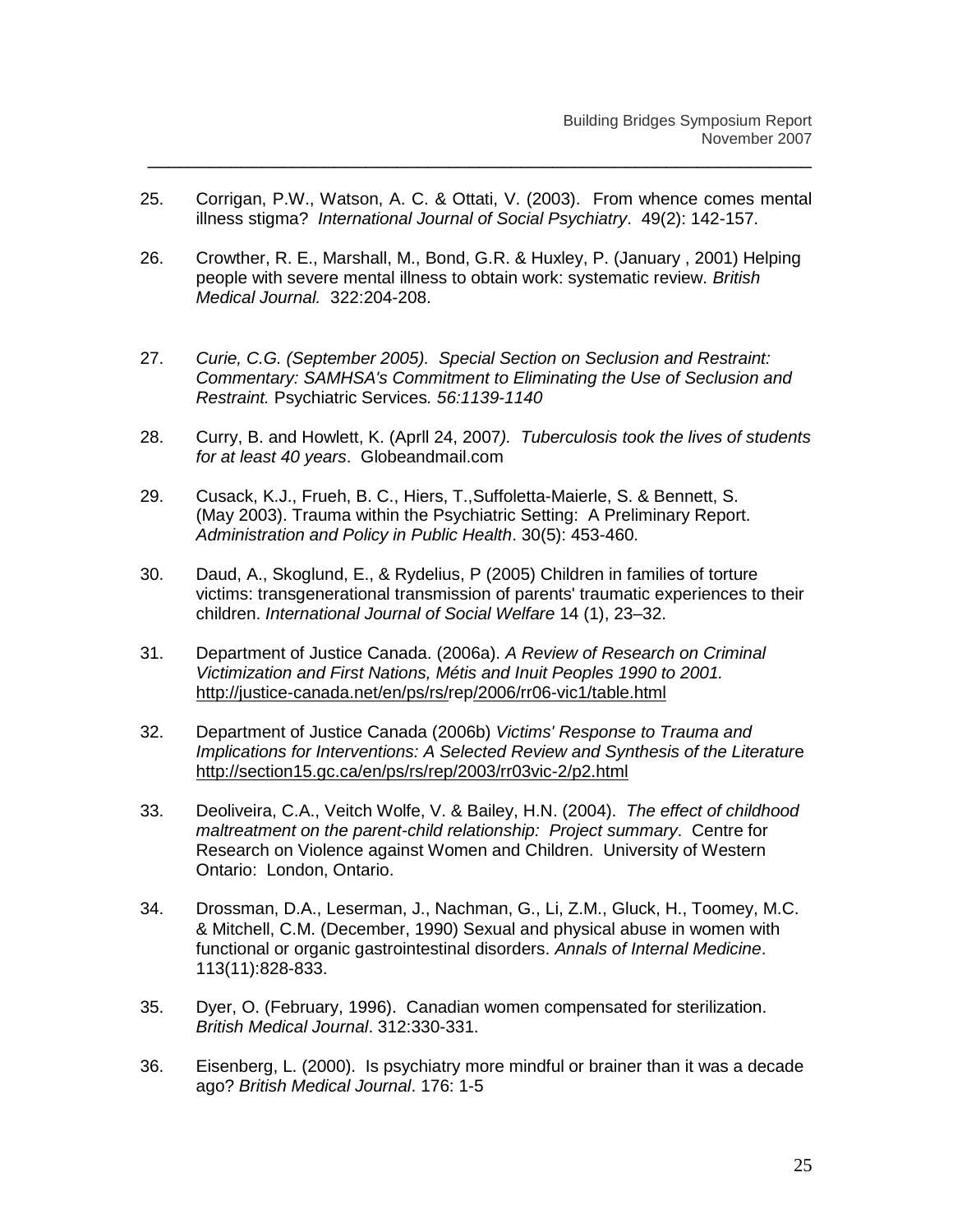25. Corrigan, P.W., Watson, A. C. & Ottati, V. (2003). From whence comes mental illness stigma? *International Journal of Social Psychiatry*. 49(2): 142-157.

26. Crowther, R. E., Marshall, M., Bond, G.R. & Huxley, P. (January , 2001) Helping people with severe mental illness to obtain work: systematic review. *British Medical Journal.* 322:204-208.

27. *Curie, C.G. (September 2005). Special Section on Seclusion and Restraint: Commentary: SAMHSA's Commitment to Eliminating the Use of Seclusion and Restraint.* Psychiatric Services*. 56:1139-1140*

28. Curry, B. and Howlett, K. (Aprll 24, 2007*). Tuberculosis took the lives of students for at least 40 years*. Globeandmail.com

29. Cusack, K.J., Frueh, B. C., Hiers, T.,Suffoletta-Maierle, S. & Bennett, S. (May 2003). Trauma within the Psychiatric Setting: A Preliminary Report. *Administration and Policy in Public Health*. 30(5): 453-460.

30. Daud, A., Skoglund, E., & Rydelius, P (2005) Children in families of torture victims: transgenerational transmission of parents' traumatic experiences to their children. *International Journal of Social Welfare* 14 (1), 23–32.

31. Department of Justice Canada. (2006a). *A Review of Research on Criminal Victimization and First Nations, Métis and Inuit Peoples 1990 to 2001.* http://justice-canada.net/en/ps/rs/rep/2006/rr06-vic1/table.html

32. Department of Justice Canada (2006b) *Victims' Response to Trauma and Implications for Interventions: A Selected Review and Synthesis of the Literatur*e http://section15.gc.ca/en/ps/rs/rep/2003/rr03vic-2/p2.html

33. Deoliveira, C.A., Veitch Wolfe, V. & Bailey, H.N. (2004). *The effect of childhood maltreatment on the parent-child relationship: Project summary*. Centre for Research on Violence against Women and Children. University of Western Ontario: London, Ontario.

34. Drossman, D.A., Leserman, J., Nachman, G., Li, Z.M., Gluck, H., Toomey, M.C. & Mitchell, C.M. (December, 1990) Sexual and physical abuse in women with functional or organic gastrointestinal disorders. *Annals of Internal Medicine*. 113(11):828-833.

35. Dyer, O. (February, 1996). Canadian women compensated for sterilization. *British Medical Journal*. 312:330-331.

36. Eisenberg, L. (2000). Is psychiatry more mindful or brainer than it was a decade ago? *British Medical Journal*. 176: 1-5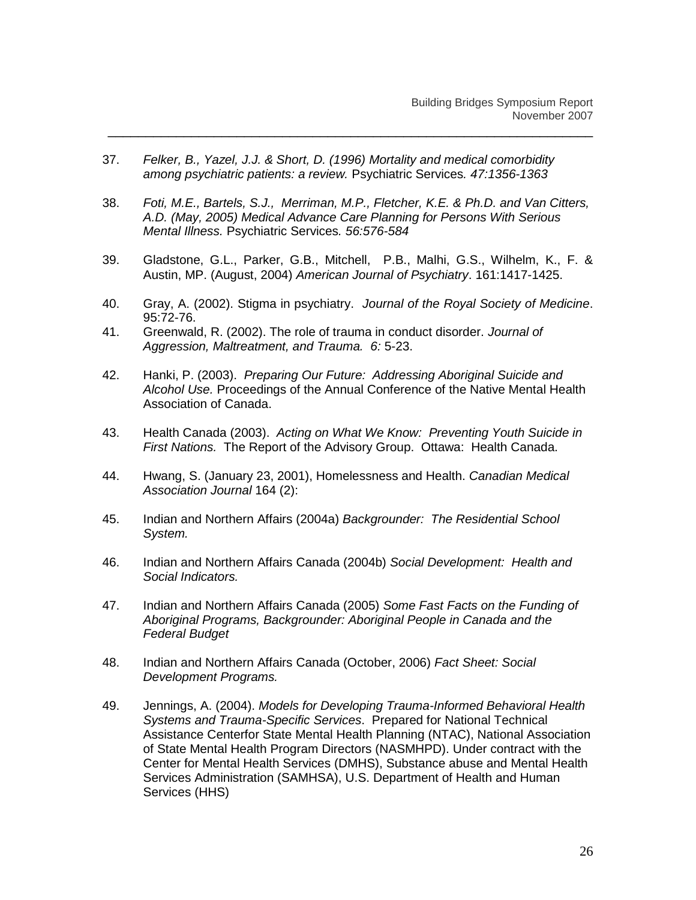37. *Felker, B., Yazel, J.J. & Short, D. (1996) Mortality and medical comorbidity among psychiatric patients: a review.* Psychiatric Services*. 47:1356-1363*

38. *Foti, M.E., Bartels, S.J., Merriman, M.P., Fletcher, K.E. & Ph.D. and Van Citters, A.D. (May, 2005) Medical Advance Care Planning for Persons With Serious Mental Illness.* Psychiatric Services*. 56:576-584*

39. Gladstone, G.L., Parker, G.B., Mitchell, P.B., Malhi, G.S., Wilhelm, K., F. & Austin, MP. (August, 2004) *American Journal of Psychiatry*. 161:1417-1425.

40. Gray, A. (2002). Stigma in psychiatry. *Journal of the Royal Society of Medicine*. 95:72-76.

41. Greenwald, R. (2002). The role of trauma in conduct disorder. *Journal of Aggression, Maltreatment, and Trauma. 6:* 5-23.

42. Hanki, P. (2003). *Preparing Our Future: Addressing Aboriginal Suicide and Alcohol Use.* Proceedings of the Annual Conference of the Native Mental Health Association of Canada.

43. Health Canada (2003). *Acting on What We Know: Preventing Youth Suicide in First Nations.* The Report of the Advisory Group. Ottawa: Health Canada.

44. Hwang, S. (January 23, 2001), Homelessness and Health. *Canadian Medical Association Journal* 164 (2):

45. Indian and Northern Affairs (2004a) *Backgrounder: The Residential School System.*

46. Indian and Northern Affairs Canada (2004b) *Social Development: Health and Social Indicators.*

47. Indian and Northern Affairs Canada (2005) *Some Fast Facts on the Funding of Aboriginal Programs, Backgrounder: Aboriginal People in Canada and the Federal Budget*

48. Indian and Northern Affairs Canada (October, 2006) *Fact Sheet: Social Development Programs.*

49. Jennings, A. (2004). *Models for Developing Trauma-Informed Behavioral Health Systems and Trauma-Specific Services*. Prepared for National Technical Assistance Centerfor State Mental Health Planning (NTAC), National Association of State Mental Health Program Directors (NASMHPD). Under contract with the Center for Mental Health Services (DMHS), Substance abuse and Mental Health Services Administration (SAMHSA), U.S. Department of Health and Human Services (HHS)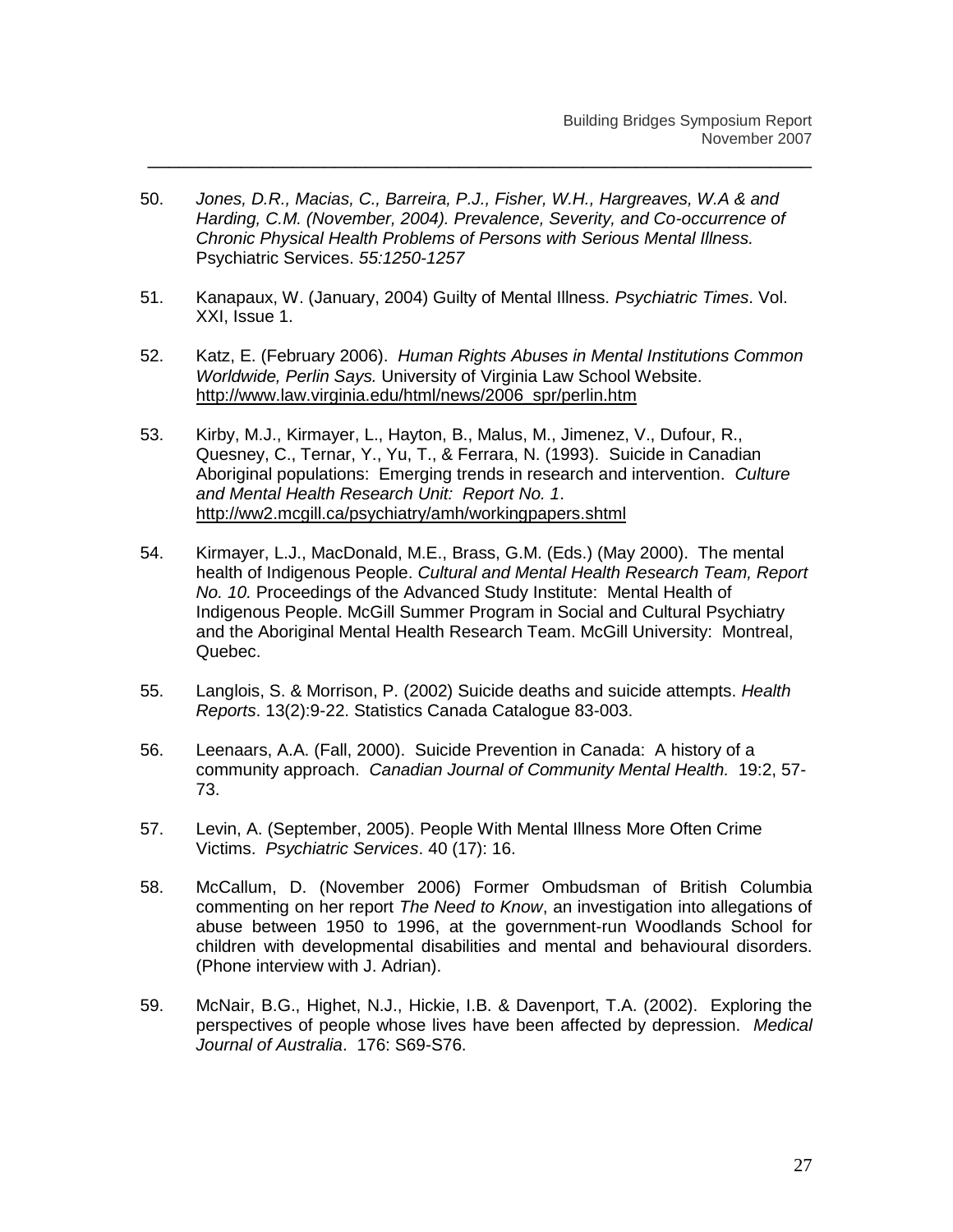50. *Jones, D.R., Macias, C., Barreira, P.J., Fisher, W.H., Hargreaves, W.A & and Harding, C.M. (November, 2004). Prevalence, Severity, and Co-occurrence of Chronic Physical Health Problems of Persons with Serious Mental Illness.* Psychiatric Services. *55:1250-1257*

51. Kanapaux, W. (January, 2004) Guilty of Mental Illness. *Psychiatric Times*. Vol. XXI, Issue 1.

52. Katz, E. (February 2006). *Human Rights Abuses in Mental Institutions Common Worldwide, Perlin Says.* University of Virginia Law School Website. http://www.law.virginia.edu/html/news/2006_spr/perlin.htm

53. Kirby, M.J., Kirmayer, L., Hayton, B., Malus, M., Jimenez, V., Dufour, R., Quesney, C., Ternar, Y., Yu, T., & Ferrara, N. (1993). Suicide in Canadian Aboriginal populations: Emerging trends in research and intervention. *Culture and Mental Health Research Unit: Report No. 1*. http://ww2.mcgill.ca/psychiatry/amh/workingpapers.shtml

54. Kirmayer, L.J., MacDonald, M.E., Brass, G.M. (Eds.) (May 2000). The mental health of Indigenous People. *Cultural and Mental Health Research Team, Report No. 10.* Proceedings of the Advanced Study Institute: Mental Health of Indigenous People. McGill Summer Program in Social and Cultural Psychiatry and the Aboriginal Mental Health Research Team. McGill University: Montreal, Quebec.

55. Langlois, S. & Morrison, P. (2002) Suicide deaths and suicide attempts. *Health Reports*. 13(2):9-22. Statistics Canada Catalogue 83-003.

56. Leenaars, A.A. (Fall, 2000). Suicide Prevention in Canada: A history of a community approach. *Canadian Journal of Community Mental Health.* 19:2, 57-73.

57. Levin, A. (September, 2005). People With Mental Illness More Often Crime Victims. *Psychiatric Services*. 40 (17): 16.

58. McCallum, D. (November 2006) Former Ombudsman of British Columbia commenting on her report *The Need to Know*, an investigation into allegations of abuse between 1950 to 1996, at the government-run Woodlands School for children with developmental disabilities and mental and behavioural disorders. (Phone interview with J. Adrian).

59. McNair, B.G., Highet, N.J., Hickie, I.B. & Davenport, T.A. (2002). Exploring the perspectives of people whose lives have been affected by depression. *Medical Journal of Australia*. 176: S69-S76.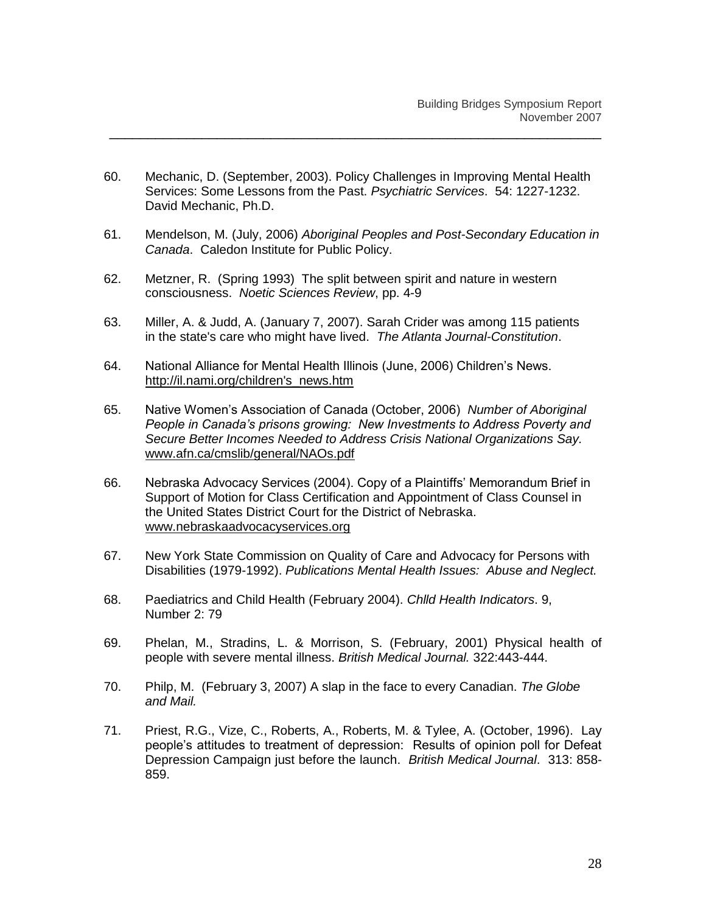60. Mechanic, D. (September, 2003). Policy Challenges in Improving Mental Health Services: Some Lessons from the Past. *Psychiatric Services*. 54: 1227-1232. David Mechanic, Ph.D.

61. Mendelson, M. (July, 2006) *Aboriginal Peoples and Post-Secondary Education in Canada*. Caledon Institute for Public Policy.

62. Metzner, R. (Spring 1993) The split between spirit and nature in western consciousness. *Noetic Sciences Review*, pp. 4-9

63. Miller, A. & Judd, A. (January 7, 2007). Sarah Crider was among 115 patients in the state's care who might have lived. *The Atlanta Journal-Constitution*.

64. National Alliance for Mental Health Illinois (June, 2006) Children's News. http://il.nami.org/children's_news.htm

65. Native Women's Association of Canada (October, 2006) *Number of Aboriginal People in Canada's prisons growing: New Investments to Address Poverty and Secure Better Incomes Needed to Address Crisis National Organizations Say.* www.afn.ca/cmslib/general/NAOs.pdf

66. Nebraska Advocacy Services (2004). Copy of a Plaintiffs' Memorandum Brief in Support of Motion for Class Certification and Appointment of Class Counsel in the United States District Court for the District of Nebraska. www.nebraskaadvocacyservices.org

67. New York State Commission on Quality of Care and Advocacy for Persons with Disabilities (1979-1992). *Publications Mental Health Issues: Abuse and Neglect.*

68. Paediatrics and Child Health (February 2004). *Chlld Health Indicators*. 9, Number 2: 79

69. Phelan, M., Stradins, L. & Morrison, S. (February, 2001) Physical health of people with severe mental illness. *British Medical Journal.* 322:443-444.

70. Philp, M. (February 3, 2007) A slap in the face to every Canadian. *The Globe and Mail.*

71. Priest, R.G., Vize, C., Roberts, A., Roberts, M. & Tylee, A. (October, 1996). Lay people's attitudes to treatment of depression: Results of opinion poll for Defeat Depression Campaign just before the launch. *British Medical Journal*. 313: 858-859.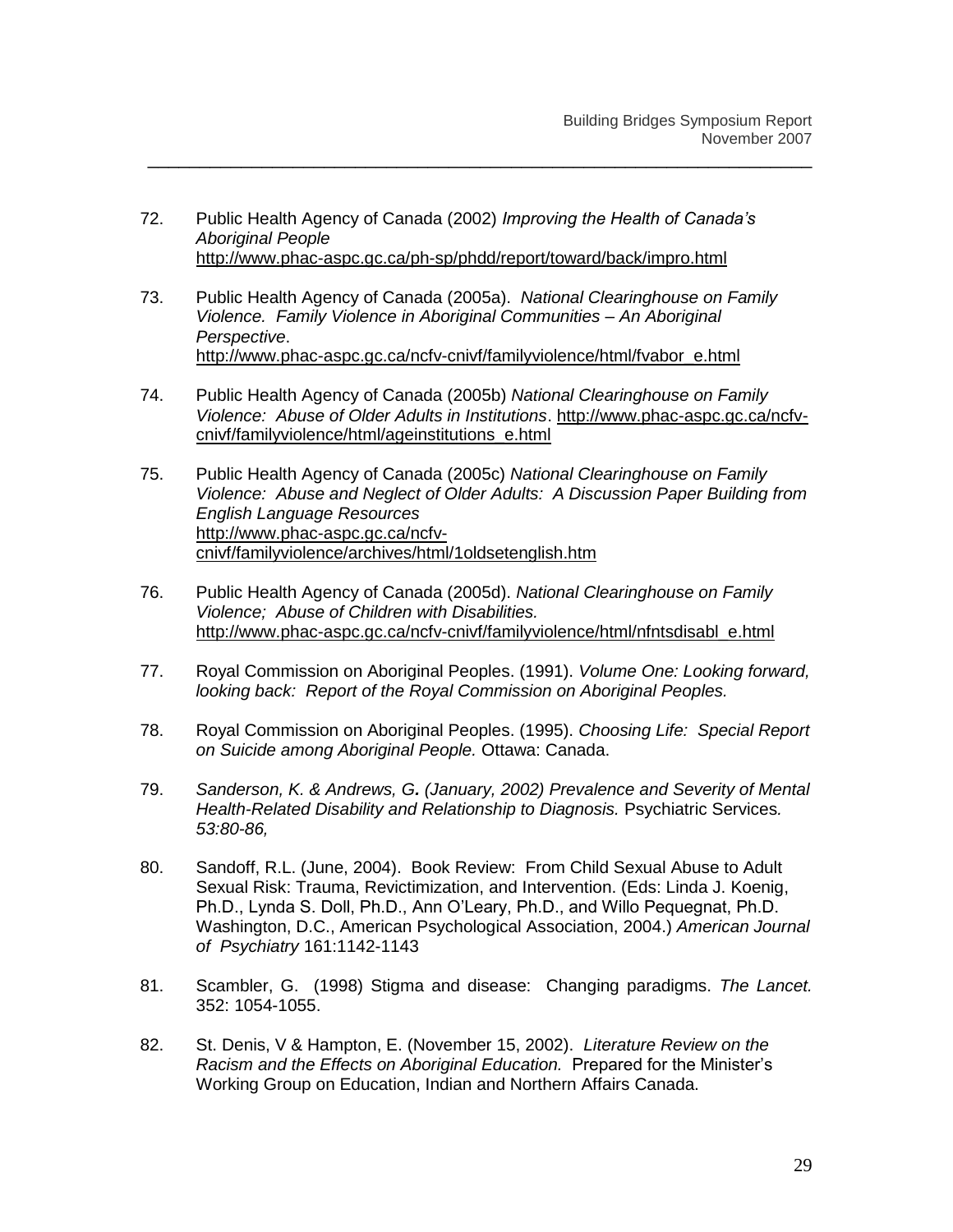72. Public Health Agency of Canada (2002) *Improving the Health of Canada's Aboriginal People* http://www.phac-aspc.gc.ca/ph-sp/phdd/report/toward/back/impro.html

73. Public Health Agency of Canada (2005a). *National Clearinghouse on Family Violence. Family Violence in Aboriginal Communities – An Aboriginal Perspective*. http://www.phac-aspc.gc.ca/ncfv-cnivf/familyviolence/html/fvabor_e.html

74. Public Health Agency of Canada (2005b) *National Clearinghouse on Family Violence: Abuse of Older Adults in Institutions*. http://www.phac-aspc.gc.ca/ncfv-cnivf/familyviolence/html/ageinstitutions_e.html

75. Public Health Agency of Canada (2005c) *National Clearinghouse on Family Violence: Abuse and Neglect of Older Adults: A Discussion Paper Building from English Language Resources* http://www.phac-aspc.gc.ca/ncfv-cnivf/familyviolence/archives/html/1oldsetenglish.htm

76. Public Health Agency of Canada (2005d). *National Clearinghouse on Family Violence; Abuse of Children with Disabilities.* http://www.phac-aspc.gc.ca/ncfv-cnivf/familyviolence/html/nfntsdisabl_e.html

77. Royal Commission on Aboriginal Peoples. (1991). *Volume One: Looking forward, looking back: Report of the Royal Commission on Aboriginal Peoples.*

78. Royal Commission on Aboriginal Peoples. (1995). *Choosing Life: Special Report on Suicide among Aboriginal People.* Ottawa: Canada.

79. *Sanderson, K. & Andrews, G. (January, 2002) Prevalence and Severity of Mental Health-Related Disability and Relationship to Diagnosis.* Psychiatric Services*. 53:80-86,*

80. Sandoff, R.L. (June, 2004). Book Review: From Child Sexual Abuse to Adult Sexual Risk: Trauma, Revictimization, and Intervention. (Eds: Linda J. Koenig, Ph.D., Lynda S. Doll, Ph.D., Ann O'Leary, Ph.D., and Willo Pequegnat, Ph.D. Washington, D.C., American Psychological Association, 2004.) *American Journal of Psychiatry* 161:1142-1143

81. Scambler, G. (1998) Stigma and disease: Changing paradigms. *The Lancet.* 352: 1054-1055.

82. St. Denis, V & Hampton, E. (November 15, 2002). *Literature Review on the Racism and the Effects on Aboriginal Education.* Prepared for the Minister's Working Group on Education, Indian and Northern Affairs Canada.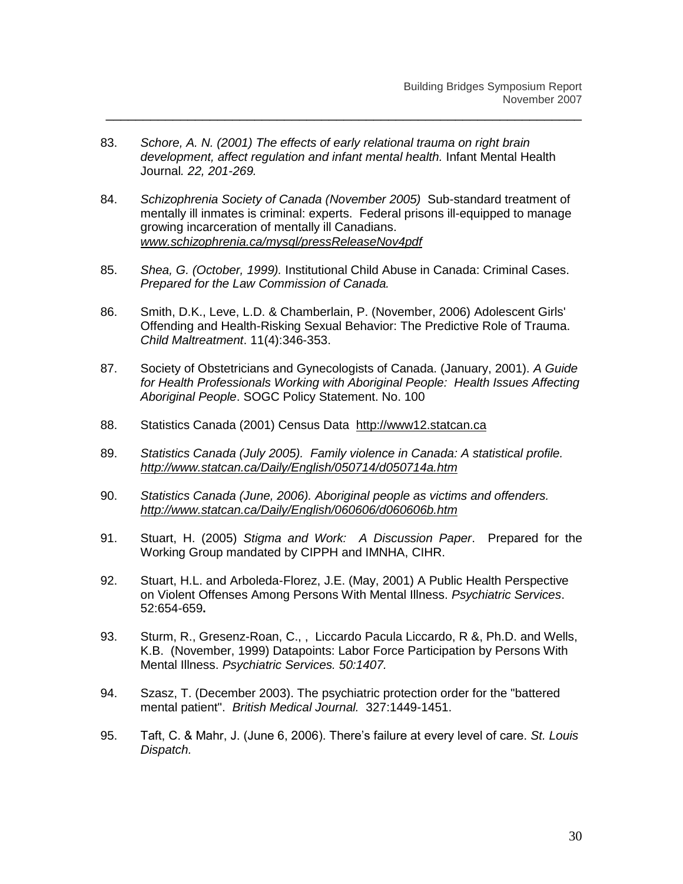83. *Schore, A. N. (2001) The effects of early relational trauma on right brain development, affect regulation and infant mental health.* Infant Mental Health Journal*. 22, 201-269.*

84. *Schizophrenia Society of Canada (November 2005)* Sub-standard treatment of mentally ill inmates is criminal: experts. Federal prisons ill-equipped to manage growing incarceration of mentally ill Canadians. *www.schizophrenia.ca/mysql/pressReleaseNov4pdf*

85. *Shea, G. (October, 1999).* Institutional Child Abuse in Canada: Criminal Cases. *Prepared for the Law Commission of Canada.*

86. Smith, D.K., Leve, L.D. & Chamberlain, P. (November, 2006) Adolescent Girls' Offending and Health-Risking Sexual Behavior: The Predictive Role of Trauma. *Child Maltreatment*. 11(4):346-353.

87. Society of Obstetricians and Gynecologists of Canada. (January, 2001). *A Guide for Health Professionals Working with Aboriginal People: Health Issues Affecting Aboriginal People*. SOGC Policy Statement. No. 100

88. Statistics Canada (2001) Census Data http://www12.statcan.ca

89. *Statistics Canada (July 2005). Family violence in Canada: A statistical profile. http://www.statcan.ca/Daily/English/050714/d050714a.htm*

90. *Statistics Canada (June, 2006). Aboriginal people as victims and offenders. http://www.statcan.ca/Daily/English/060606/d060606b.htm*

91. Stuart, H. (2005) *Stigma and Work: A Discussion Paper*. Prepared for the Working Group mandated by CIPPH and IMNHA, CIHR.

92. Stuart, H.L. and Arboleda-Florez, J.E. (May, 2001) A Public Health Perspective on Violent Offenses Among Persons With Mental Illness. *Psychiatric Services*. 52:654-659**.**

93. Sturm, R., Gresenz-Roan, C., , Liccardo Pacula Liccardo, R &, Ph.D. and Wells, K.B. (November, 1999) Datapoints: Labor Force Participation by Persons With Mental Illness. *Psychiatric Services. 50:1407.*

94. Szasz, T. (December 2003). The psychiatric protection order for the "battered mental patient". *British Medical Journal.* 327:1449-1451.

95. Taft, C. & Mahr, J. (June 6, 2006). There's failure at every level of care. *St. Louis Dispatch.*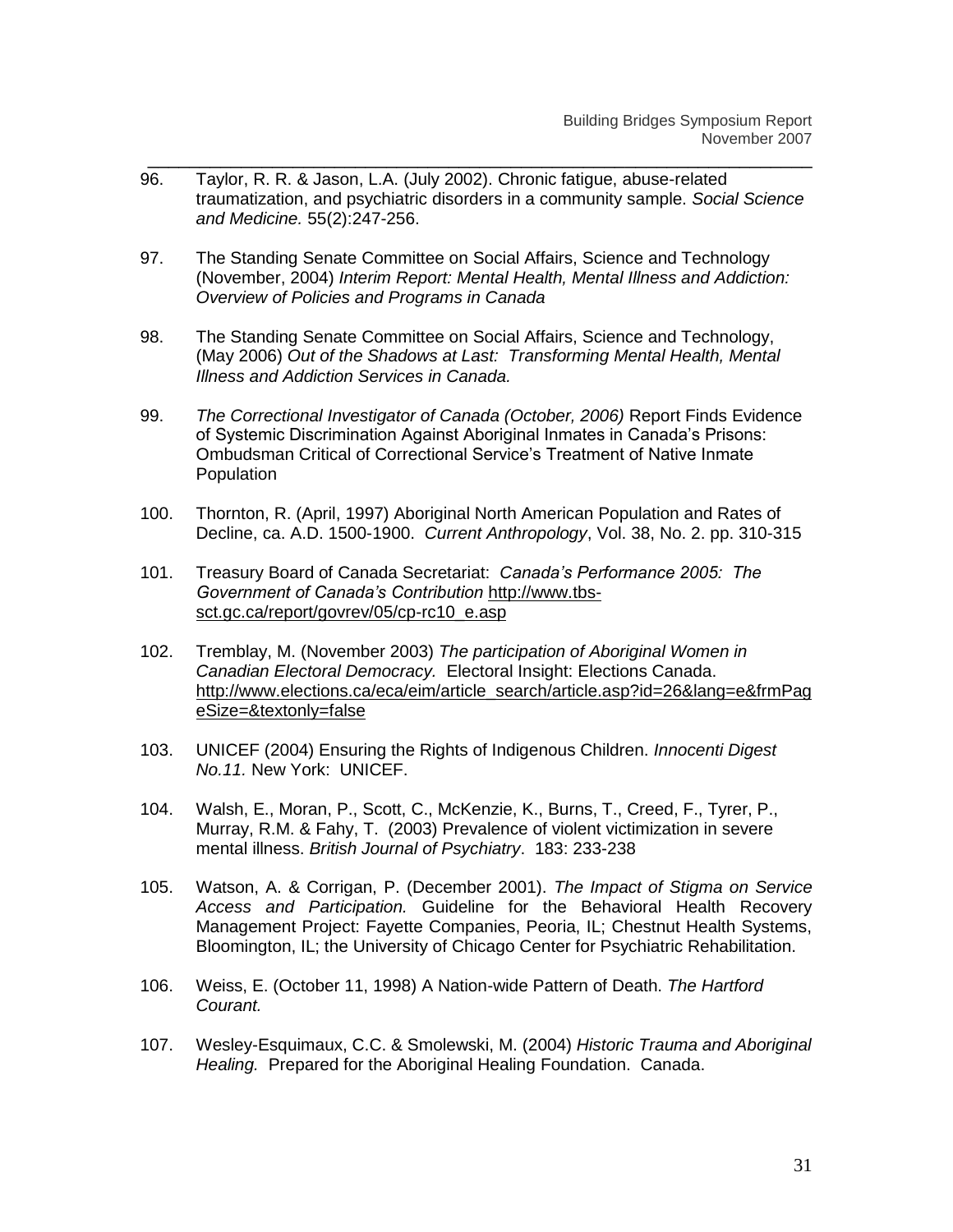96. Taylor, R. R. & Jason, L.A. (July 2002). Chronic fatigue, abuse-related traumatization, and psychiatric disorders in a community sample. *Social Science and Medicine.* 55(2):247-256.

97. The Standing Senate Committee on Social Affairs, Science and Technology (November, 2004) *Interim Report: Mental Health, Mental Illness and Addiction: Overview of Policies and Programs in Canada*

98. The Standing Senate Committee on Social Affairs, Science and Technology, (May 2006) *Out of the Shadows at Last: Transforming Mental Health, Mental Illness and Addiction Services in Canada.*

99. *The Correctional Investigator of Canada (October, 2006)* Report Finds Evidence of Systemic Discrimination Against Aboriginal Inmates in Canada's Prisons: Ombudsman Critical of Correctional Service's Treatment of Native Inmate Population

100. Thornton, R. (April, 1997) Aboriginal North American Population and Rates of Decline, ca. A.D. 1500-1900. *Current Anthropology*, Vol. 38, No. 2. pp. 310-315

101. Treasury Board of Canada Secretariat: *Canada's Performance 2005: The Government of Canada's Contribution* http://www.tbs-sct.gc.ca/report/govrev/05/cp-rc10_e.asp

102. Tremblay, M. (November 2003) *The participation of Aboriginal Women in Canadian Electoral Democracy.* Electoral Insight: Elections Canada. http://www.elections.ca/eca/eim/article_search/article.asp?id=26&lang=e&frmPageSize=&textonly=false

103. UNICEF (2004) Ensuring the Rights of Indigenous Children. *Innocenti Digest No.11.* New York: UNICEF.

104. Walsh, E., Moran, P., Scott, C., McKenzie, K., Burns, T., Creed, F., Tyrer, P., Murray, R.M. & Fahy, T. (2003) Prevalence of violent victimization in severe mental illness. *British Journal of Psychiatry*. 183: 233-238

105. Watson, A. & Corrigan, P. (December 2001). *The Impact of Stigma on Service Access and Participation.* Guideline for the Behavioral Health Recovery Management Project: Fayette Companies, Peoria, IL; Chestnut Health Systems, Bloomington, IL; the University of Chicago Center for Psychiatric Rehabilitation.

106. Weiss, E. (October 11, 1998) A Nation-wide Pattern of Death. *The Hartford Courant.*

107. Wesley-Esquimaux, C.C. & Smolewski, M. (2004) *Historic Trauma and Aboriginal Healing.* Prepared for the Aboriginal Healing Foundation. Canada.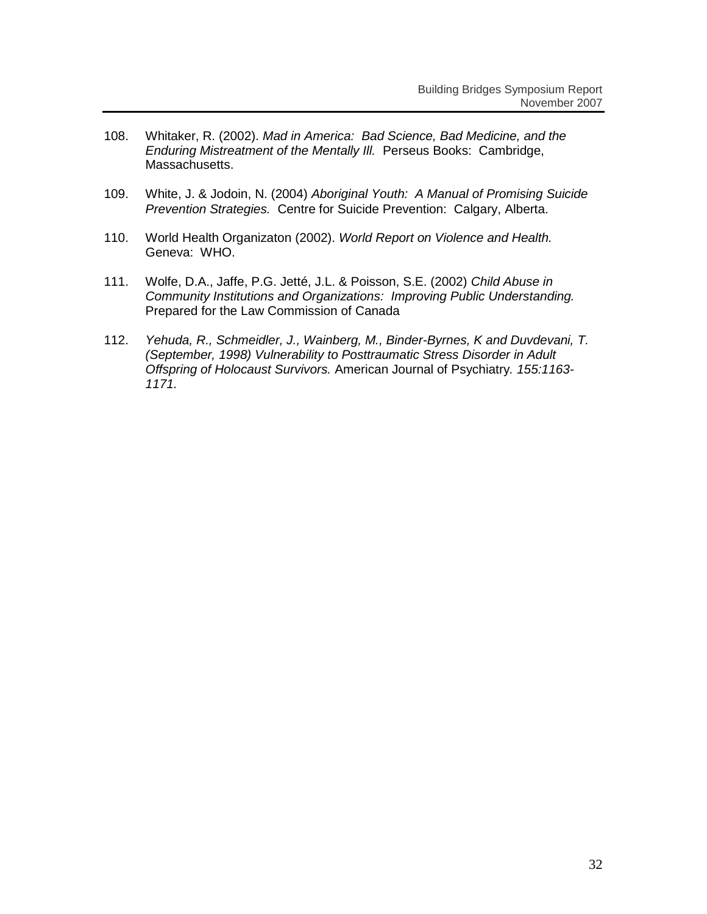108. Whitaker, R. (2002). *Mad in America: Bad Science, Bad Medicine, and the Enduring Mistreatment of the Mentally Ill.* Perseus Books: Cambridge, Massachusetts.

109. White, J. & Jodoin, N. (2004) *Aboriginal Youth: A Manual of Promising Suicide Prevention Strategies.* Centre for Suicide Prevention: Calgary, Alberta.

110. World Health Organizaton (2002). *World Report on Violence and Health.* Geneva: WHO.

111. Wolfe, D.A., Jaffe, P.G. Jetté, J.L. & Poisson, S.E. (2002) *Child Abuse in Community Institutions and Organizations: Improving Public Understanding.* Prepared for the Law Commission of Canada

112. *Yehuda, R., Schmeidler, J., Wainberg, M., Binder-Byrnes, K and Duvdevani, T. (September, 1998) Vulnerability to Posttraumatic Stress Disorder in Adult Offspring of Holocaust Survivors.* American Journal of Psychiatry. *155:1163-1171.*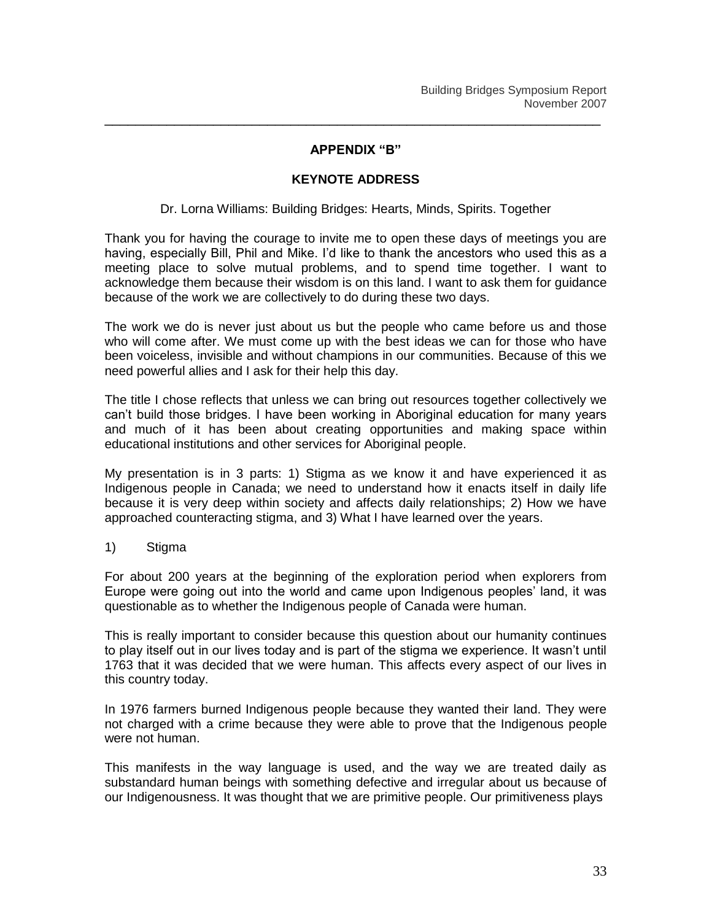## APPENDIX "B"

## KEYNOTE ADDRESS

Dr. Lorna Williams: Building Bridges: Hearts, Minds, Spirits. Together

Thank you for having the courage to invite me to open these days of meetings you are having, especially Bill, Phil and Mike. I'd like to thank the ancestors who used this as a meeting place to solve mutual problems, and to spend time together. I want to acknowledge them because their wisdom is on this land. I want to ask them for guidance because of the work we are collectively to do during these two days.

The work we do is never just about us but the people who came before us and those who will come after. We must come up with the best ideas we can for those who have been voiceless, invisible and without champions in our communities. Because of this we need powerful allies and I ask for their help this day.

The title I chose reflects that unless we can bring out resources together collectively we can't build those bridges. I have been working in Aboriginal education for many years and much of it has been about creating opportunities and making space within educational institutions and other services for Aboriginal people.

My presentation is in 3 parts: 1) Stigma as we know it and have experienced it as Indigenous people in Canada; we need to understand how it enacts itself in daily life because it is very deep within society and affects daily relationships; 2) How we have approached counteracting stigma, and 3) What I have learned over the years.

1) Stigma

For about 200 years at the beginning of the exploration period when explorers from Europe were going out into the world and came upon Indigenous peoples' land, it was questionable as to whether the Indigenous people of Canada were human.

This is really important to consider because this question about our humanity continues to play itself out in our lives today and is part of the stigma we experience. It wasn't until 1763 that it was decided that we were human. This affects every aspect of our lives in this country today.

In 1976 farmers burned Indigenous people because they wanted their land. They were not charged with a crime because they were able to prove that the Indigenous people were not human.

This manifests in the way language is used, and the way we are treated daily as substandard human beings with something defective and irregular about us because of our Indigenousness. It was thought that we are primitive people. Our primitiveness plays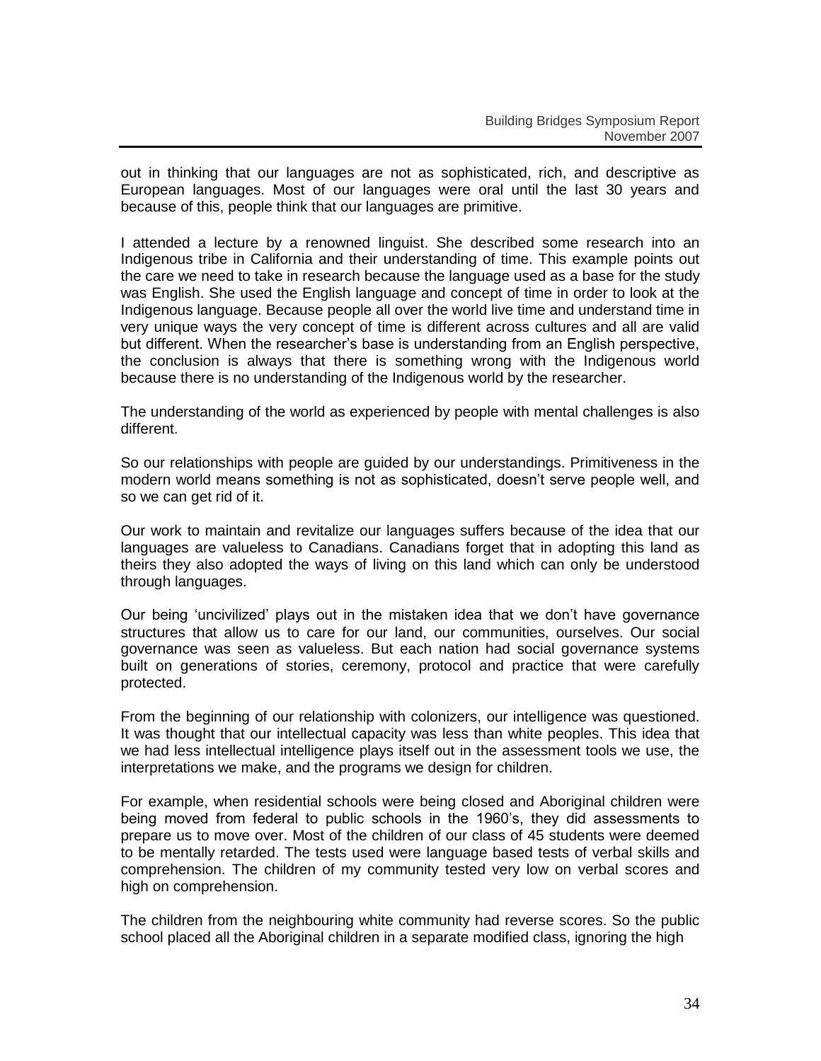out in thinking that our languages are not as sophisticated, rich, and descriptive as European languages. Most of our languages were oral until the last 30 years and because of this, people think that our languages are primitive.

I attended a lecture by a renowned linguist. She described some research into an Indigenous tribe in California and their understanding of time. This example points out the care we need to take in research because the language used as a base for the study was English. She used the English language and concept of time in order to look at the Indigenous language. Because people all over the world live time and understand time in very unique ways the very concept of time is different across cultures and all are valid but different. When the researcher's base is understanding from an English perspective, the conclusion is always that there is something wrong with the Indigenous world because there is no understanding of the Indigenous world by the researcher.

The understanding of the world as experienced by people with mental challenges is also different.

So our relationships with people are guided by our understandings. Primitiveness in the modern world means something is not as sophisticated, doesn't serve people well, and so we can get rid of it.

Our work to maintain and revitalize our languages suffers because of the idea that our languages are valueless to Canadians. Canadians forget that in adopting this land as theirs they also adopted the ways of living on this land which can only be understood through languages.

Our being 'uncivilized' plays out in the mistaken idea that we don't have governance structures that allow us to care for our land, our communities, ourselves. Our social governance was seen as valueless. But each nation had social governance systems built on generations of stories, ceremony, protocol and practice that were carefully protected.

From the beginning of our relationship with colonizers, our intelligence was questioned. It was thought that our intellectual capacity was less than white peoples. This idea that we had less intellectual intelligence plays itself out in the assessment tools we use, the interpretations we make, and the programs we design for children.

For example, when residential schools were being closed and Aboriginal children were being moved from federal to public schools in the 1960's, they did assessments to prepare us to move over. Most of the children of our class of 45 students were deemed to be mentally retarded. The tests used were language based tests of verbal skills and comprehension. The children of my community tested very low on verbal scores and high on comprehension.

The children from the neighbouring white community had reverse scores. So the public school placed all the Aboriginal children in a separate modified class, ignoring the high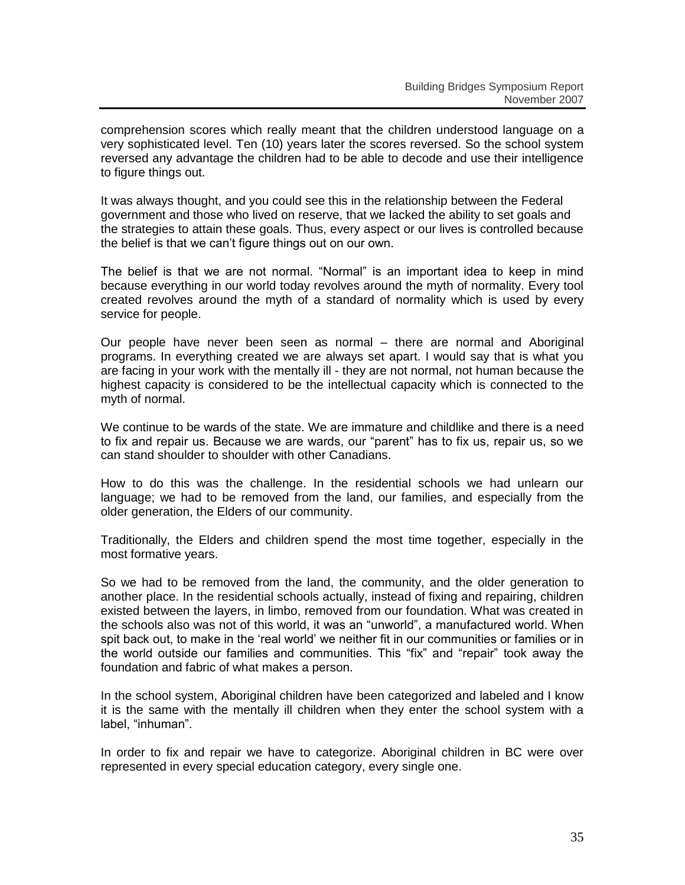comprehension scores which really meant that the children understood language on a very sophisticated level. Ten (10) years later the scores reversed. So the school system reversed any advantage the children had to be able to decode and use their intelligence to figure things out.

It was always thought, and you could see this in the relationship between the Federal government and those who lived on reserve, that we lacked the ability to set goals and the strategies to attain these goals. Thus, every aspect or our lives is controlled because the belief is that we can't figure things out on our own.

The belief is that we are not normal. "Normal" is an important idea to keep in mind because everything in our world today revolves around the myth of normality. Every tool created revolves around the myth of a standard of normality which is used by every service for people.

Our people have never been seen as normal – there are normal and Aboriginal programs. In everything created we are always set apart. I would say that is what you are facing in your work with the mentally ill - they are not normal, not human because the highest capacity is considered to be the intellectual capacity which is connected to the myth of normal.

We continue to be wards of the state. We are immature and childlike and there is a need to fix and repair us. Because we are wards, our "parent" has to fix us, repair us, so we can stand shoulder to shoulder with other Canadians.

How to do this was the challenge. In the residential schools we had unlearn our language; we had to be removed from the land, our families, and especially from the older generation, the Elders of our community.

Traditionally, the Elders and children spend the most time together, especially in the most formative years.

So we had to be removed from the land, the community, and the older generation to another place. In the residential schools actually, instead of fixing and repairing, children existed between the layers, in limbo, removed from our foundation. What was created in the schools also was not of this world, it was an "unworld", a manufactured world. When spit back out, to make in the 'real world' we neither fit in our communities or families or in the world outside our families and communities. This "fix" and "repair" took away the foundation and fabric of what makes a person.

In the school system, Aboriginal children have been categorized and labeled and I know it is the same with the mentally ill children when they enter the school system with a label, "inhuman".

In order to fix and repair we have to categorize. Aboriginal children in BC were over represented in every special education category, every single one.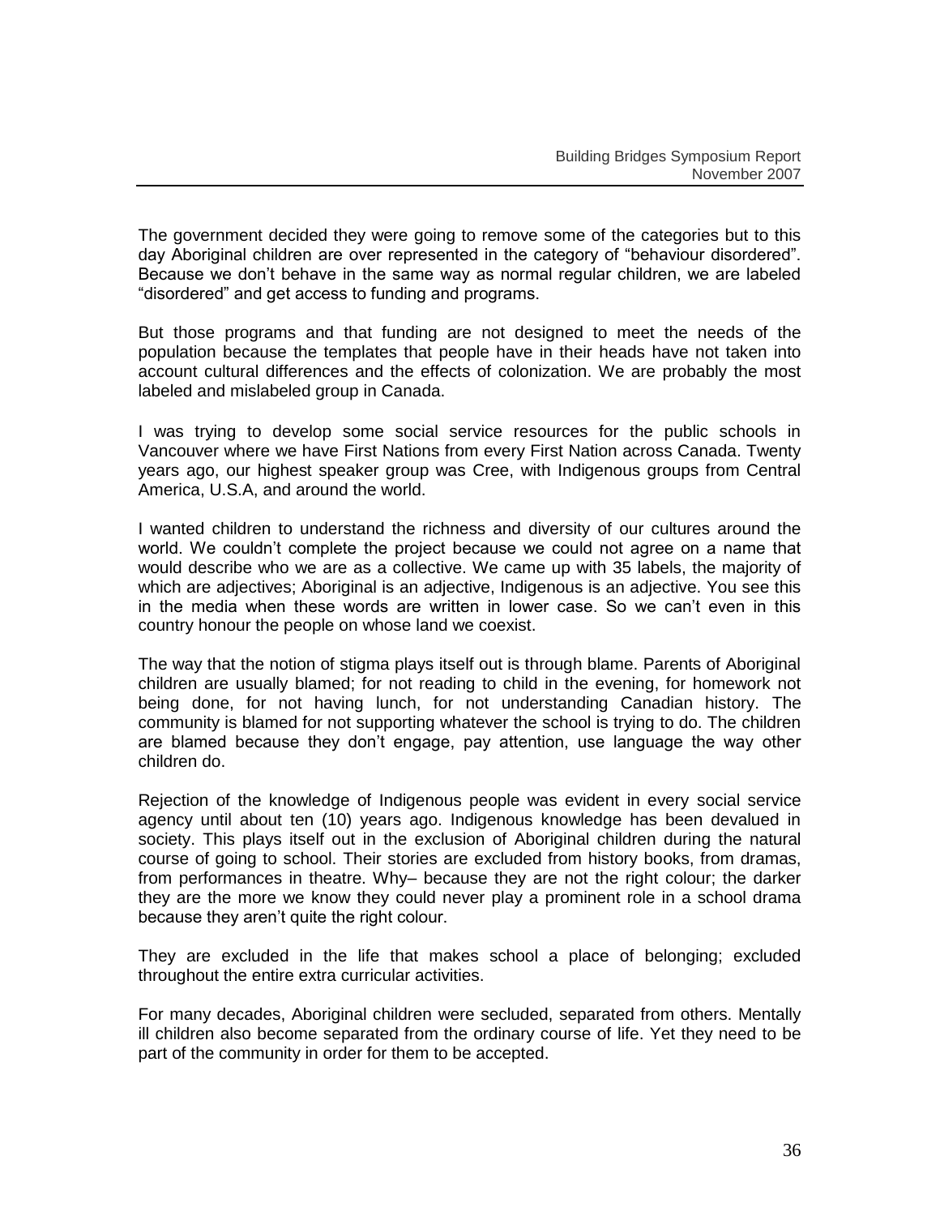The government decided they were going to remove some of the categories but to this day Aboriginal children are over represented in the category of "behaviour disordered". Because we don't behave in the same way as normal regular children, we are labeled "disordered" and get access to funding and programs.

But those programs and that funding are not designed to meet the needs of the population because the templates that people have in their heads have not taken into account cultural differences and the effects of colonization. We are probably the most labeled and mislabeled group in Canada.

I was trying to develop some social service resources for the public schools in Vancouver where we have First Nations from every First Nation across Canada. Twenty years ago, our highest speaker group was Cree, with Indigenous groups from Central America, U.S.A, and around the world.

I wanted children to understand the richness and diversity of our cultures around the world. We couldn't complete the project because we could not agree on a name that would describe who we are as a collective. We came up with 35 labels, the majority of which are adjectives; Aboriginal is an adjective, Indigenous is an adjective. You see this in the media when these words are written in lower case. So we can't even in this country honour the people on whose land we coexist.

The way that the notion of stigma plays itself out is through blame. Parents of Aboriginal children are usually blamed; for not reading to child in the evening, for homework not being done, for not having lunch, for not understanding Canadian history. The community is blamed for not supporting whatever the school is trying to do. The children are blamed because they don't engage, pay attention, use language the way other children do.

Rejection of the knowledge of Indigenous people was evident in every social service agency until about ten (10) years ago. Indigenous knowledge has been devalued in society. This plays itself out in the exclusion of Aboriginal children during the natural course of going to school. Their stories are excluded from history books, from dramas, from performances in theatre. Why– because they are not the right colour; the darker they are the more we know they could never play a prominent role in a school drama because they aren't quite the right colour.

They are excluded in the life that makes school a place of belonging; excluded throughout the entire extra curricular activities.

For many decades, Aboriginal children were secluded, separated from others. Mentally ill children also become separated from the ordinary course of life. Yet they need to be part of the community in order for them to be accepted.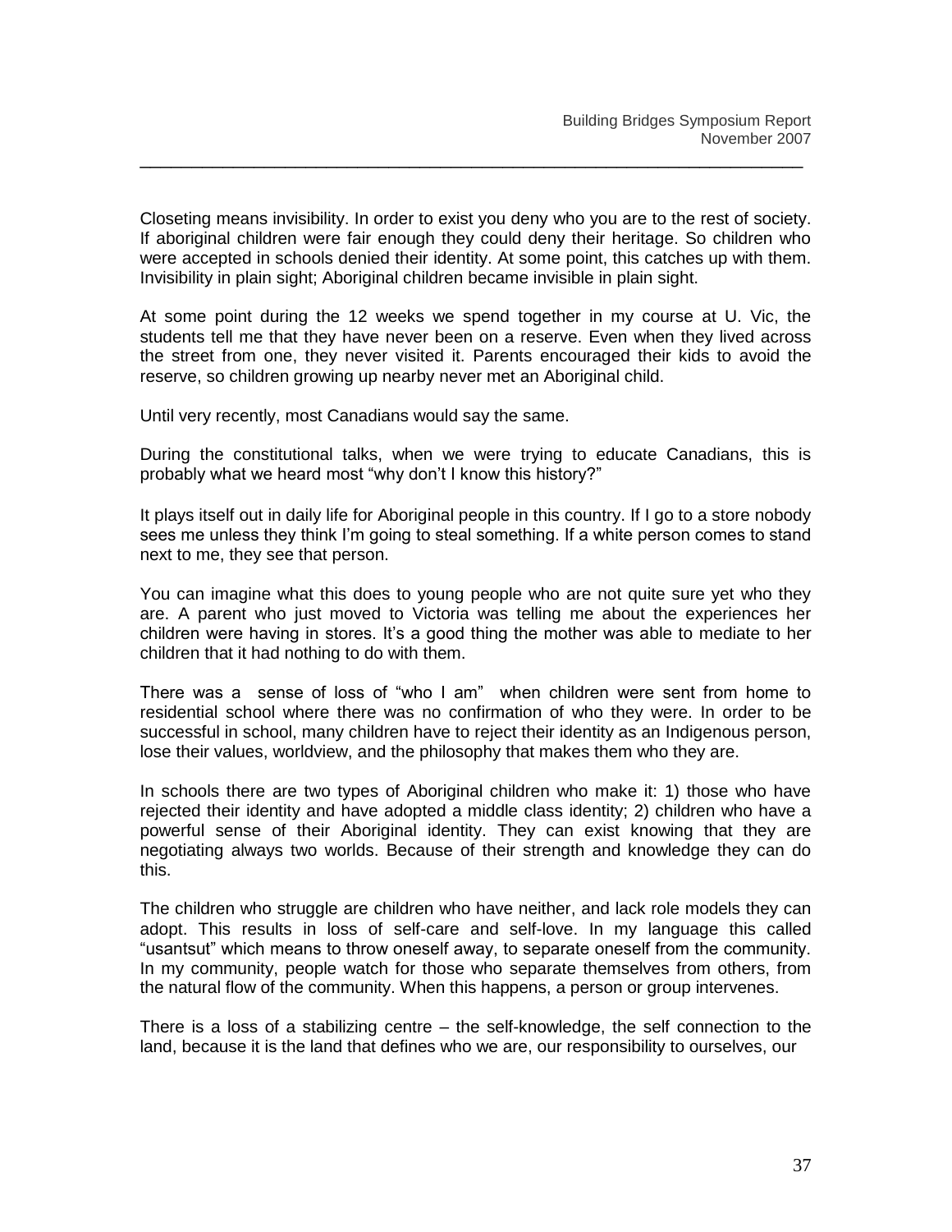Closeting means invisibility. In order to exist you deny who you are to the rest of society. If aboriginal children were fair enough they could deny their heritage. So children who were accepted in schools denied their identity. At some point, this catches up with them. Invisibility in plain sight; Aboriginal children became invisible in plain sight.

At some point during the 12 weeks we spend together in my course at U. Vic, the students tell me that they have never been on a reserve. Even when they lived across the street from one, they never visited it. Parents encouraged their kids to avoid the reserve, so children growing up nearby never met an Aboriginal child.

Until very recently, most Canadians would say the same.

During the constitutional talks, when we were trying to educate Canadians, this is probably what we heard most "why don't I know this history?"

It plays itself out in daily life for Aboriginal people in this country. If I go to a store nobody sees me unless they think I'm going to steal something. If a white person comes to stand next to me, they see that person.

You can imagine what this does to young people who are not quite sure yet who they are. A parent who just moved to Victoria was telling me about the experiences her children were having in stores. It's a good thing the mother was able to mediate to her children that it had nothing to do with them.

There was a sense of loss of "who I am" when children were sent from home to residential school where there was no confirmation of who they were. In order to be successful in school, many children have to reject their identity as an Indigenous person, lose their values, worldview, and the philosophy that makes them who they are.

In schools there are two types of Aboriginal children who make it: 1) those who have rejected their identity and have adopted a middle class identity; 2) children who have a powerful sense of their Aboriginal identity. They can exist knowing that they are negotiating always two worlds. Because of their strength and knowledge they can do this.

The children who struggle are children who have neither, and lack role models they can adopt. This results in loss of self-care and self-love. In my language this called "usantsut" which means to throw oneself away, to separate oneself from the community. In my community, people watch for those who separate themselves from others, from the natural flow of the community. When this happens, a person or group intervenes.

There is a loss of a stabilizing centre – the self-knowledge, the self connection to the land, because it is the land that defines who we are, our responsibility to ourselves, our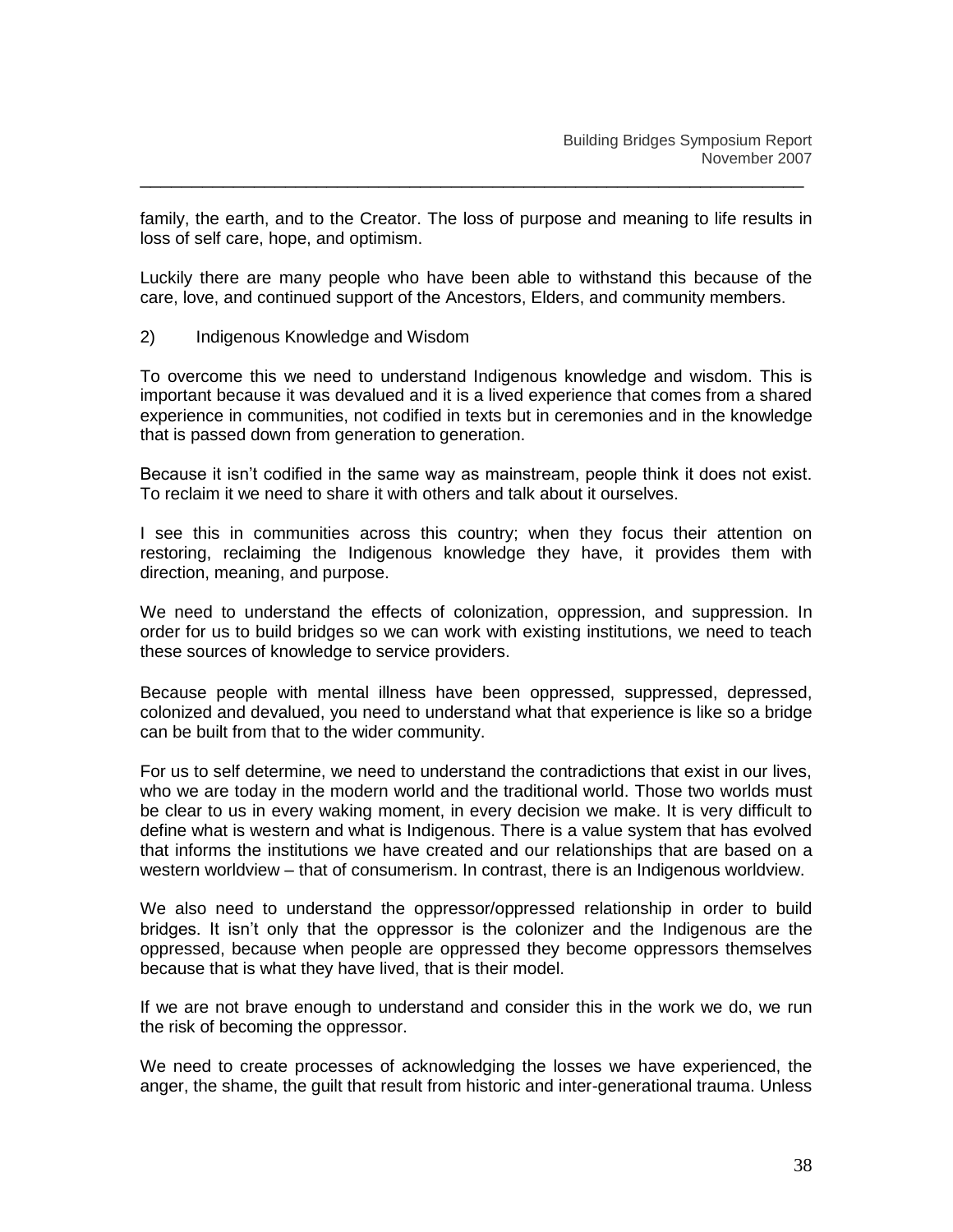family, the earth, and to the Creator. The loss of purpose and meaning to life results in loss of self care, hope, and optimism.

Luckily there are many people who have been able to withstand this because of the care, love, and continued support of the Ancestors, Elders, and community members.

2) Indigenous Knowledge and Wisdom

To overcome this we need to understand Indigenous knowledge and wisdom. This is important because it was devalued and it is a lived experience that comes from a shared experience in communities, not codified in texts but in ceremonies and in the knowledge that is passed down from generation to generation.

Because it isn't codified in the same way as mainstream, people think it does not exist. To reclaim it we need to share it with others and talk about it ourselves.

I see this in communities across this country; when they focus their attention on restoring, reclaiming the Indigenous knowledge they have, it provides them with direction, meaning, and purpose.

We need to understand the effects of colonization, oppression, and suppression. In order for us to build bridges so we can work with existing institutions, we need to teach these sources of knowledge to service providers.

Because people with mental illness have been oppressed, suppressed, depressed, colonized and devalued, you need to understand what that experience is like so a bridge can be built from that to the wider community.

For us to self determine, we need to understand the contradictions that exist in our lives, who we are today in the modern world and the traditional world. Those two worlds must be clear to us in every waking moment, in every decision we make. It is very difficult to define what is western and what is Indigenous. There is a value system that has evolved that informs the institutions we have created and our relationships that are based on a western worldview – that of consumerism. In contrast, there is an Indigenous worldview.

We also need to understand the oppressor/oppressed relationship in order to build bridges. It isn't only that the oppressor is the colonizer and the Indigenous are the oppressed, because when people are oppressed they become oppressors themselves because that is what they have lived, that is their model.

If we are not brave enough to understand and consider this in the work we do, we run the risk of becoming the oppressor.

We need to create processes of acknowledging the losses we have experienced, the anger, the shame, the guilt that result from historic and inter-generational trauma. Unless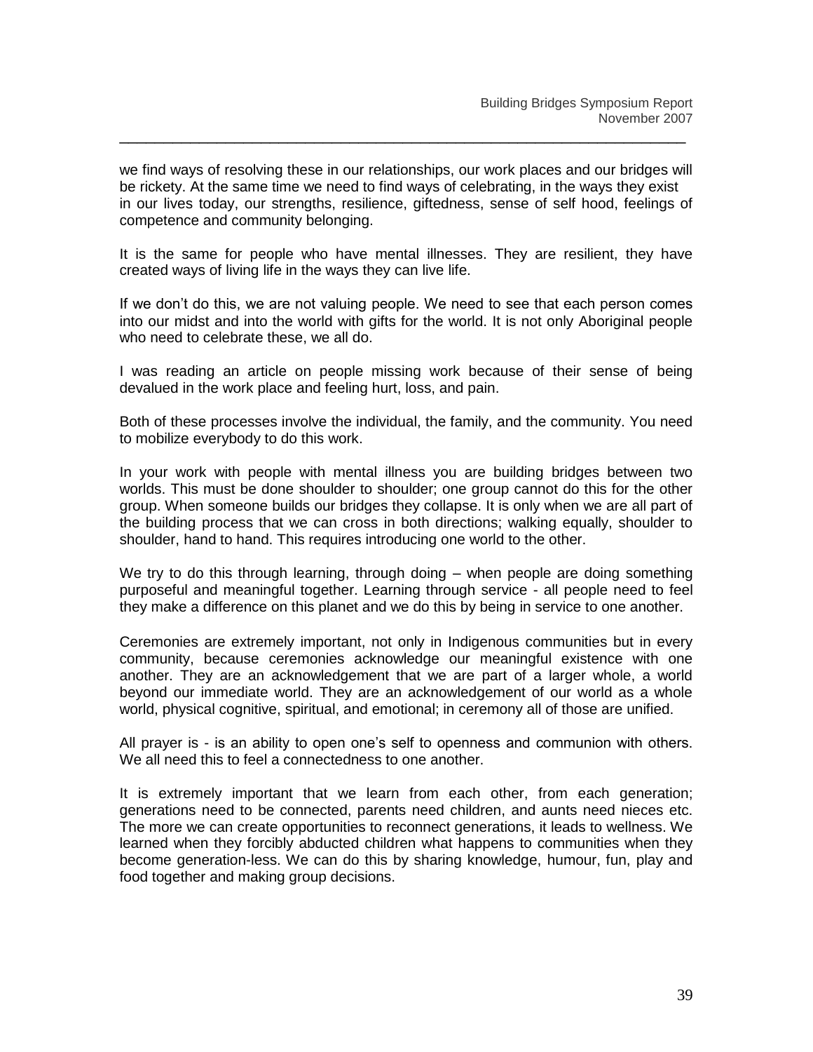we find ways of resolving these in our relationships, our work places and our bridges will be rickety. At the same time we need to find ways of celebrating, in the ways they exist in our lives today, our strengths, resilience, giftedness, sense of self hood, feelings of competence and community belonging.

It is the same for people who have mental illnesses. They are resilient, they have created ways of living life in the ways they can live life.

If we don't do this, we are not valuing people. We need to see that each person comes into our midst and into the world with gifts for the world. It is not only Aboriginal people who need to celebrate these, we all do.

I was reading an article on people missing work because of their sense of being devalued in the work place and feeling hurt, loss, and pain.

Both of these processes involve the individual, the family, and the community. You need to mobilize everybody to do this work.

In your work with people with mental illness you are building bridges between two worlds. This must be done shoulder to shoulder; one group cannot do this for the other group. When someone builds our bridges they collapse. It is only when we are all part of the building process that we can cross in both directions; walking equally, shoulder to shoulder, hand to hand. This requires introducing one world to the other.

We try to do this through learning, through doing – when people are doing something purposeful and meaningful together. Learning through service - all people need to feel they make a difference on this planet and we do this by being in service to one another.

Ceremonies are extremely important, not only in Indigenous communities but in every community, because ceremonies acknowledge our meaningful existence with one another. They are an acknowledgement that we are part of a larger whole, a world beyond our immediate world. They are an acknowledgement of our world as a whole world, physical cognitive, spiritual, and emotional; in ceremony all of those are unified.

All prayer is - is an ability to open one's self to openness and communion with others. We all need this to feel a connectedness to one another.

It is extremely important that we learn from each other, from each generation; generations need to be connected, parents need children, and aunts need nieces etc. The more we can create opportunities to reconnect generations, it leads to wellness. We learned when they forcibly abducted children what happens to communities when they become generation-less. We can do this by sharing knowledge, humour, fun, play and food together and making group decisions.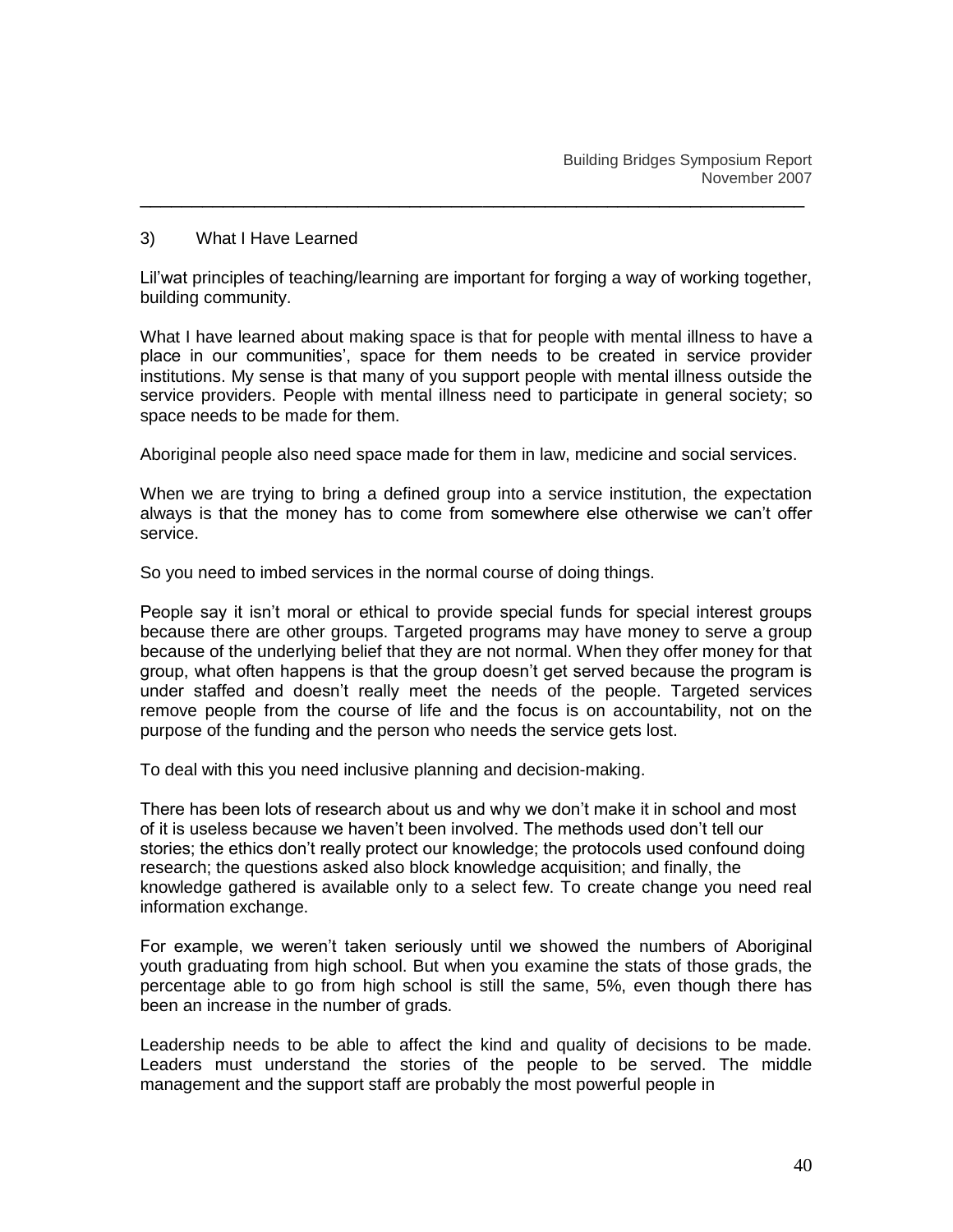3) What I Have Learned

Lil'wat principles of teaching/learning are important for forging a way of working together, building community.

What I have learned about making space is that for people with mental illness to have a place in our communities', space for them needs to be created in service provider institutions. My sense is that many of you support people with mental illness outside the service providers. People with mental illness need to participate in general society; so space needs to be made for them.

Aboriginal people also need space made for them in law, medicine and social services.

When we are trying to bring a defined group into a service institution, the expectation always is that the money has to come from somewhere else otherwise we can't offer service.

So you need to imbed services in the normal course of doing things.

People say it isn't moral or ethical to provide special funds for special interest groups because there are other groups. Targeted programs may have money to serve a group because of the underlying belief that they are not normal. When they offer money for that group, what often happens is that the group doesn't get served because the program is under staffed and doesn't really meet the needs of the people. Targeted services remove people from the course of life and the focus is on accountability, not on the purpose of the funding and the person who needs the service gets lost.

To deal with this you need inclusive planning and decision-making.

There has been lots of research about us and why we don't make it in school and most of it is useless because we haven't been involved. The methods used don't tell our stories; the ethics don't really protect our knowledge; the protocols used confound doing research; the questions asked also block knowledge acquisition; and finally, the knowledge gathered is available only to a select few. To create change you need real information exchange.

For example, we weren't taken seriously until we showed the numbers of Aboriginal youth graduating from high school. But when you examine the stats of those grads, the percentage able to go from high school is still the same, 5%, even though there has been an increase in the number of grads.

Leadership needs to be able to affect the kind and quality of decisions to be made. Leaders must understand the stories of the people to be served. The middle management and the support staff are probably the most powerful people in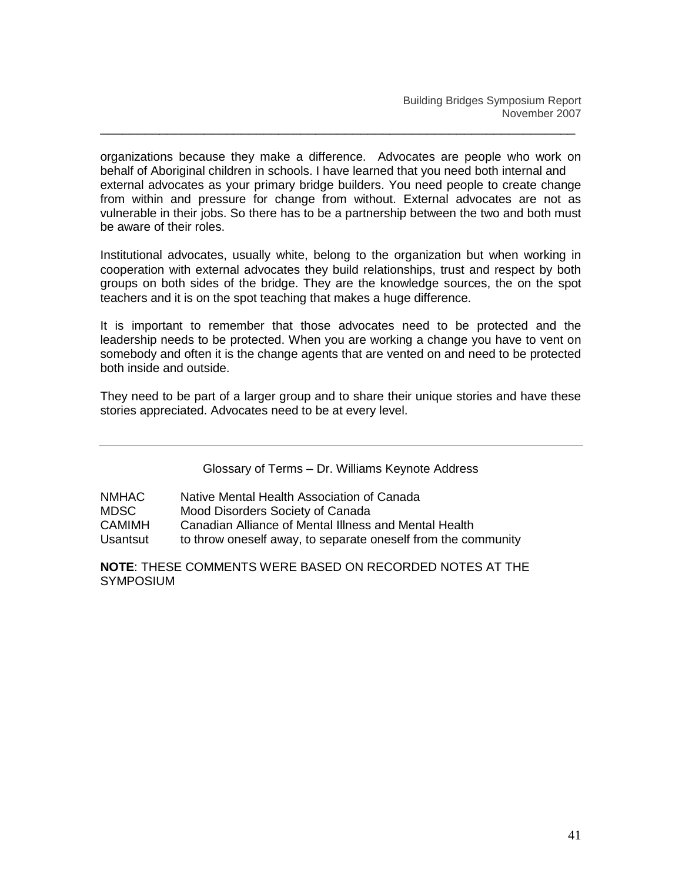organizations because they make a difference. Advocates are people who work on behalf of Aboriginal children in schools. I have learned that you need both internal and external advocates as your primary bridge builders. You need people to create change from within and pressure for change from without. External advocates are not as vulnerable in their jobs. So there has to be a partnership between the two and both must be aware of their roles.

Institutional advocates, usually white, belong to the organization but when working in cooperation with external advocates they build relationships, trust and respect by both groups on both sides of the bridge. They are the knowledge sources, the on the spot teachers and it is on the spot teaching that makes a huge difference.

It is important to remember that those advocates need to be protected and the leadership needs to be protected. When you are working a change you have to vent on somebody and often it is the change agents that are vented on and need to be protected both inside and outside.

They need to be part of a larger group and to share their unique stories and have these stories appreciated. Advocates need to be at every level.

---

Glossary of Terms – Dr. Williams Keynote Address

| | |
|---|---|
| NMHAC | Native Mental Health Association of Canada |
| MDSC | Mood Disorders Society of Canada |
| CAMIMH | Canadian Alliance of Mental Illness and Mental Health |
| Usantsut | to throw oneself away, to separate oneself from the community |

**NOTE**: THESE COMMENTS WERE BASED ON RECORDED NOTES AT THE SYMPOSIUM